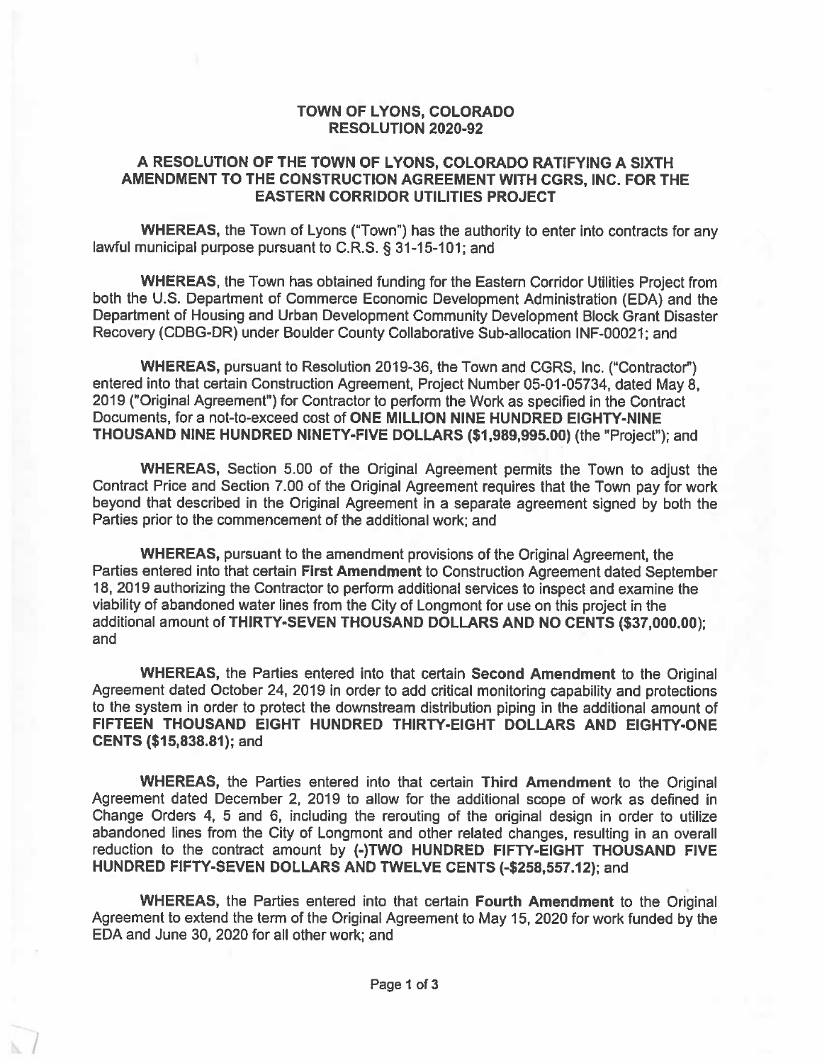# TOWN OF LYONS, COLORADO
## RESOLUTION 2020-92

### A RESOLUTION OF THE TOWN OF LYONS, COLORADO RATIFYING A SIXTH AMENDMENT TO THE CONSTRUCTION AGREEMENT WITH CGRS, INC. FOR THE EASTERN CORRIDOR UTILITIES PROJECT

**WHEREAS,** the Town of Lyons ("Town") has the authority to enter into contracts for any lawful municipal purpose pursuant to C.R.S. § 31-15-101; and

**WHEREAS,** the Town has obtained funding for the Eastern Corridor Utilities Project from both the U.S. Department of Commerce Economic Development Administration (EDA) and the Department of Housing and Urban Development Community Development Block Grant Disaster Recovery (CDBG-DR) under Boulder County Collaborative Sub-allocation INF-00021; and

**WHEREAS,** pursuant to Resolution 2019-36, the Town and CGRS, Inc. ("Contractor") entered into that certain Construction Agreement, Project Number 05-01-05734, dated May 8, 2019 ("Original Agreement") for Contractor to perform the Work as specified in the Contract Documents, for a not-to-exceed cost of **ONE MILLION NINE HUNDRED EIGHTY-NINE THOUSAND NINE HUNDRED NINETY-FIVE DOLLARS ($1,989,995.00)** (the "Project"); and

**WHEREAS,** Section 5.00 of the Original Agreement permits the Town to adjust the Contract Price and Section 7.00 of the Original Agreement requires that the Town pay for work beyond that described in the Original Agreement in a separate agreement signed by both the Parties prior to the commencement of the additional work; and

**WHEREAS,** pursuant to the amendment provisions of the Original Agreement, the Parties entered into that certain **First Amendment** to Construction Agreement dated September 18, 2019 authorizing the Contractor to perform additional services to inspect and examine the viability of abandoned water lines from the City of Longmont for use on this project in the additional amount of **THIRTY-SEVEN THOUSAND DOLLARS AND NO CENTS ($37,000.00)**; and

**WHEREAS,** the Parties entered into that certain **Second Amendment** to the Original Agreement dated October 24, 2019 in order to add critical monitoring capability and protections to the system in order to protect the downstream distribution piping in the additional amount of **FIFTEEN THOUSAND EIGHT HUNDRED THIRTY-EIGHT DOLLARS AND EIGHTY-ONE CENTS ($15,838.81)**; and

**WHEREAS,** the Parties entered into that certain **Third Amendment** to the Original Agreement dated December 2, 2019 to allow for the additional scope of work as defined in Change Orders 4, 5 and 6, including the rerouting of the original design in order to utilize abandoned lines from the City of Longmont and other related changes, resulting in an overall reduction to the contract amount by **(-)TWO HUNDRED FIFTY-EIGHT THOUSAND FIVE HUNDRED FIFTY-SEVEN DOLLARS AND TWELVE CENTS (-$258,557.12)**; and

**WHEREAS,** the Parties entered into that certain **Fourth Amendment** to the Original Agreement to extend the term of the Original Agreement to May 15, 2020 for work funded by the EDA and June 30, 2020 for all other work; and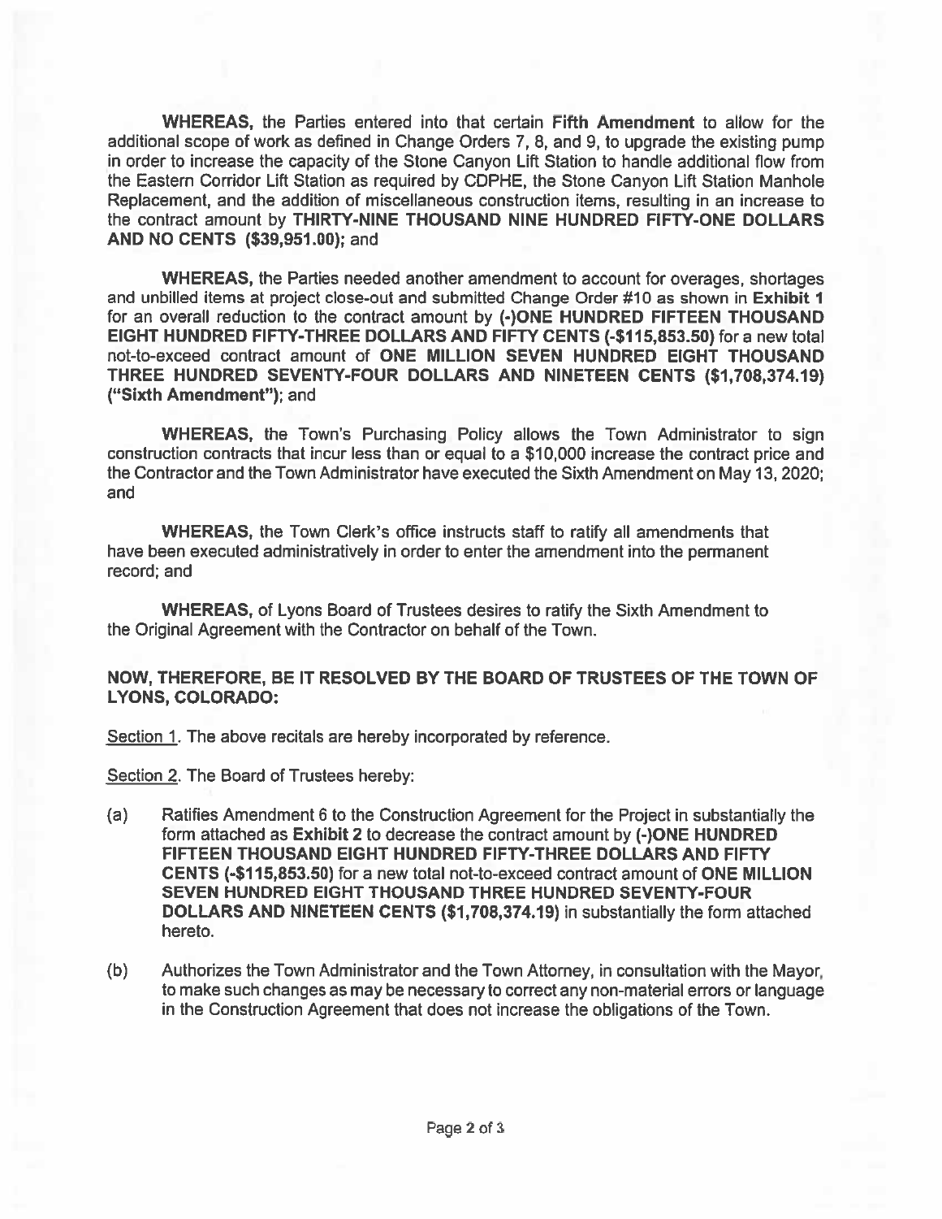**WHEREAS,** the Parties entered into that certain **Fifth Amendment** to allow for the additional scope of work as defined in Change Orders 7, 8, and 9, to upgrade the existing pump in order to increase the capacity of the Stone Canyon Lift Station to handle additional flow from the Eastern Corridor Lift Station as required by CDPHE, the Stone Canyon Lift Station Manhole Replacement, and the addition of miscellaneous construction items, resulting in an increase to the contract amount by **THIRTY-NINE THOUSAND NINE HUNDRED FIFTY-ONE DOLLARS AND NO CENTS ($39,951.00)**; and

**WHEREAS,** the Parties needed another amendment to account for overages, shortages and unbilled items at project close-out and submitted Change Order #10 as shown in **Exhibit 1** for an overall reduction to the contract amount by **(-)ONE HUNDRED FIFTEEN THOUSAND EIGHT HUNDRED FIFTY-THREE DOLLARS AND FIFTY CENTS (-$115,853.50)** for a new total not-to-exceed contract amount of **ONE MILLION SEVEN HUNDRED EIGHT THOUSAND THREE HUNDRED SEVENTY-FOUR DOLLARS AND NINETEEN CENTS ($1,708,374.19) ("Sixth Amendment")**; and

**WHEREAS,** the Town's Purchasing Policy allows the Town Administrator to sign construction contracts that incur less than or equal to a $10,000 increase the contract price and the Contractor and the Town Administrator have executed the Sixth Amendment on May 13, 2020; and

**WHEREAS,** the Town Clerk's office instructs staff to ratify all amendments that have been executed administratively in order to enter the amendment into the permanent record; and

**WHEREAS,** of Lyons Board of Trustees desires to ratify the Sixth Amendment to the Original Agreement with the Contractor on behalf of the Town.

**NOW, THEREFORE, BE IT RESOLVED BY THE BOARD OF TRUSTEES OF THE TOWN OF LYONS, COLORADO:**

Section 1. The above recitals are hereby incorporated by reference.

Section 2. The Board of Trustees hereby:

(a) Ratifies Amendment 6 to the Construction Agreement for the Project in substantially the form attached as **Exhibit 2** to decrease the contract amount by **(-)ONE HUNDRED FIFTEEN THOUSAND EIGHT HUNDRED FIFTY-THREE DOLLARS AND FIFTY CENTS (-$115,853.50)** for a new total not-to-exceed contract amount of **ONE MILLION SEVEN HUNDRED EIGHT THOUSAND THREE HUNDRED SEVENTY-FOUR DOLLARS AND NINETEEN CENTS ($1,708,374.19)** in substantially the form attached hereto.

(b) Authorizes the Town Administrator and the Town Attorney, in consultation with the Mayor, to make such changes as may be necessary to correct any non-material errors or language in the Construction Agreement that does not increase the obligations of the Town.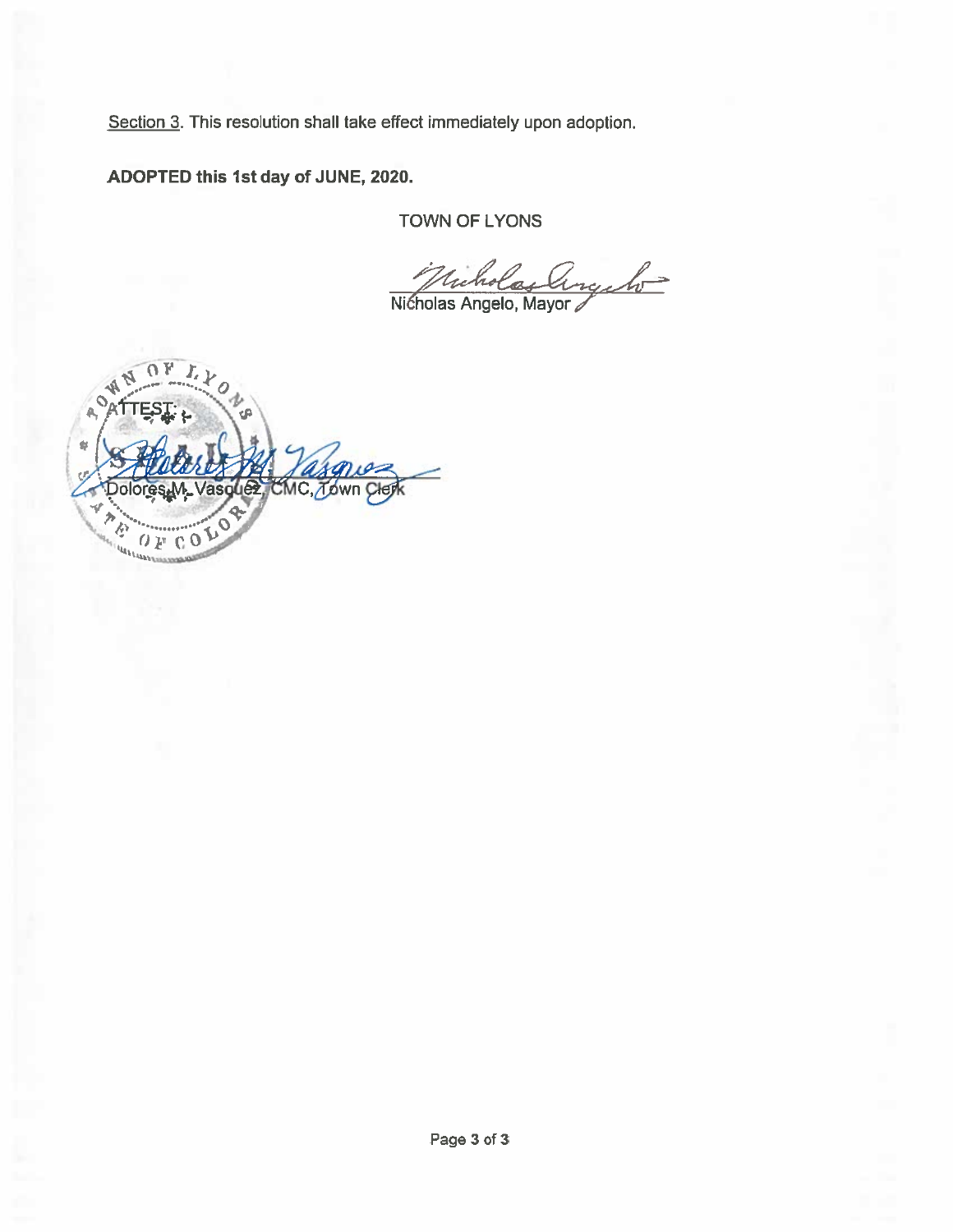Section 3. This resolution shall take effect immediately upon adoption.

**ADOPTED this 1st day of JUNE, 2020.**

TOWN OF LYONS

Nicholas Angelo, Mayor

ATTEST:

Dolores M. Vasquez, CMC, Town Clerk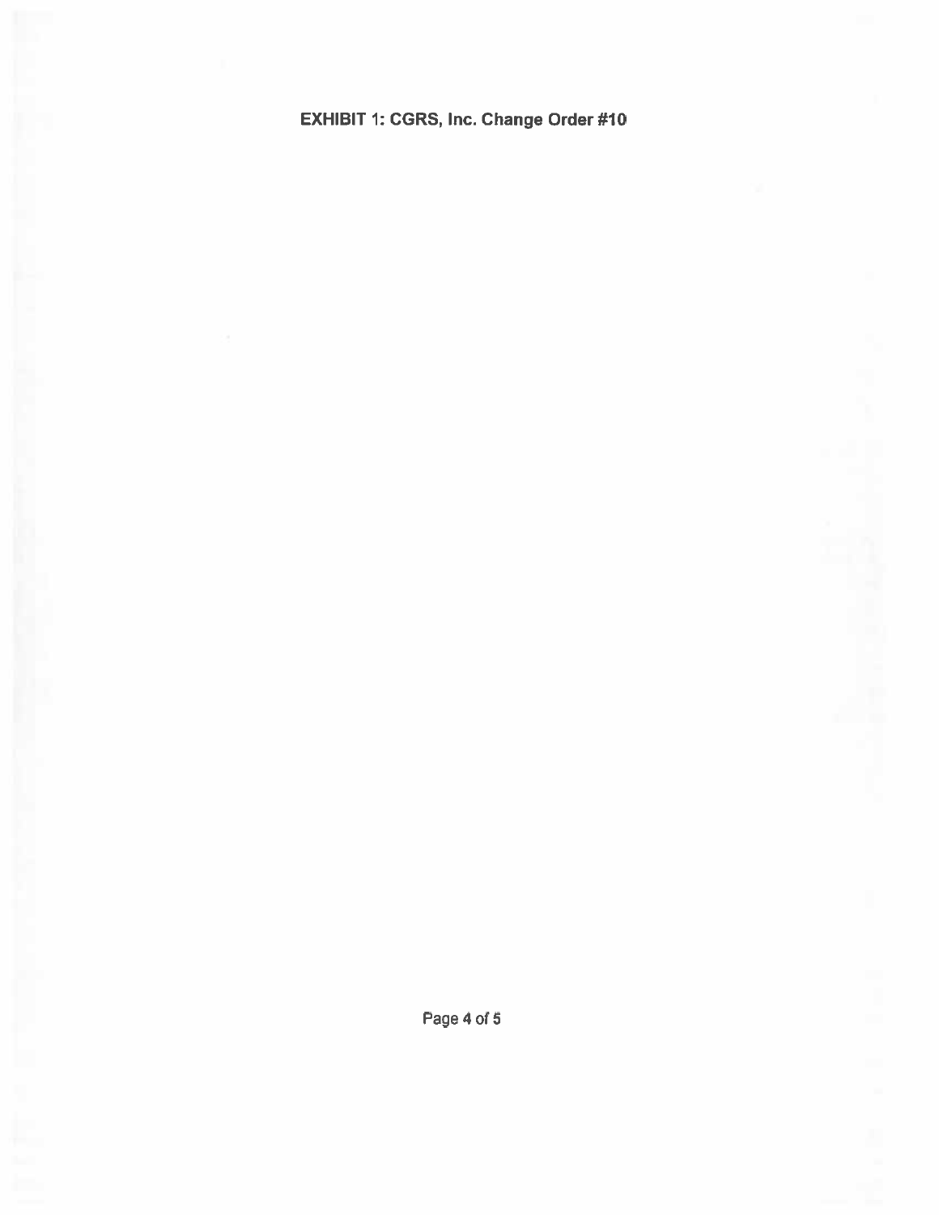**EXHIBIT 1: CGRS, Inc. Change Order #10**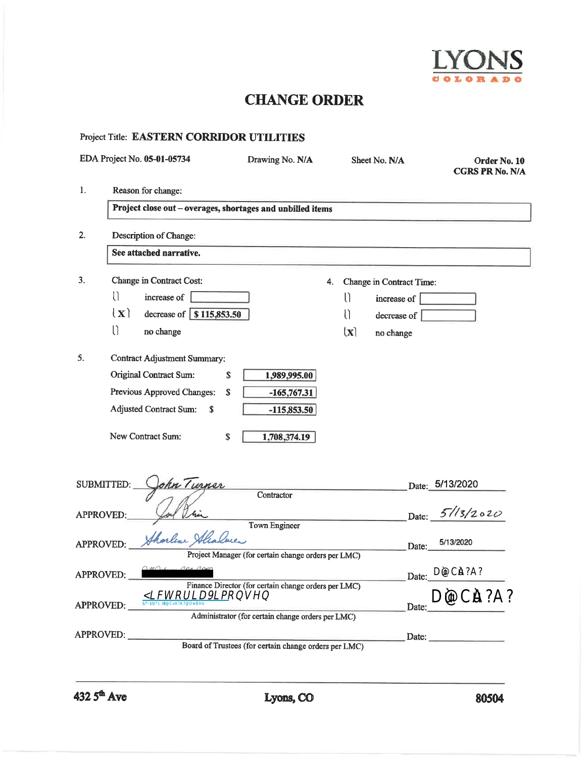LYONS
COLORADO

# CHANGE ORDER

Project Title: **EASTERN CORRIDOR UTILITIES**

EDA Project No. **05-01-05734** Drawing No. **N/A** Sheet No. **N/A** **Order No. 10**
**CGRS PR No. N/A**

1. Reason for change:

   **Project close out – overages, shortages and unbilled items**

2. Description of Change:

   **See attached narrative.**

3. Change in Contract Cost:
   - [ ] increase of
   - [X] decrease of **$ 115,853.50**
   - [ ] no change

4. Change in Contract Time:
   - [ ] increase of
   - [ ] decrease of
   - [X] no change

5. Contract Adjustment Summary:

| | | |
|---|---|---|
| Original Contract Sum: | $ | 1,989,995.00 |
| Previous Approved Changes: | $ | -165,767.31 |
| Adjusted Contract Sum: | $ | -115,853.50 |
| New Contract Sum: | $ | 1,708,374.19 |

SUBMITTED: John Turner Date: 5/13/2020
Contractor

APPROVED: [signature] Date: 5/13/2020
Town Engineer

APPROVED: Sharlene Alaleree Date: 5/13/2020
Project Manager (for certain change orders per LMC)

APPROVED: [redacted] Date: D@CÀ?A?
Finance Director (for certain change orders per LMC)

APPROVED: <LFWRULD9LPRQVHQ Date: D@CÀ?A?
Administrator (for certain change orders per LMC)

APPROVED: Date:
Board of Trustees (for certain change orders per LMC)

**432 5th Ave** **Lyons, CO** **80504**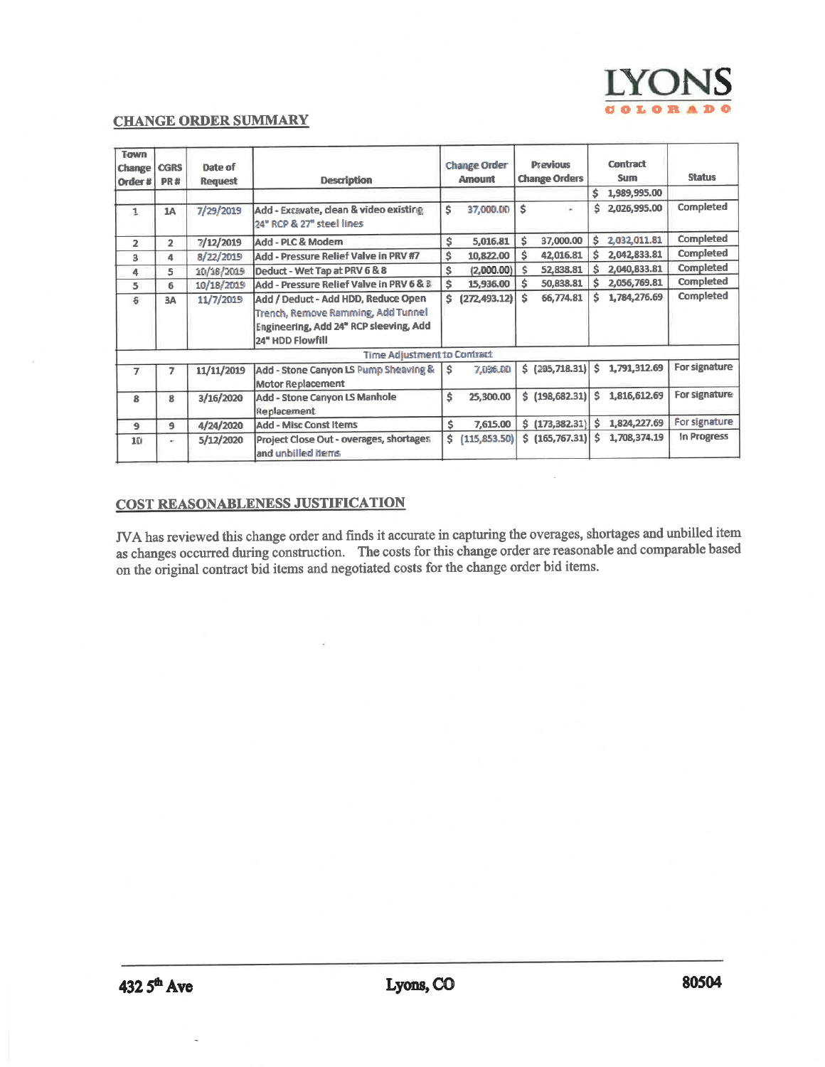LYONS
COLORADO

## CHANGE ORDER SUMMARY

| Town Change Order # | CGRS PR # | Date of Request | Description | Change Order Amount | Previous Change Orders | Contract Sum | Status |
|---|---|---|---|---|---|---|---|
| | | | | | | $ 1,989,995.00 | |
| 1 | 1A | 7/29/2019 | Add - Excavate, clean & video existing 24" RCP & 27" steel lines | $ 37,000.00 | $ - | $ 2,026,995.00 | Completed |
| 2 | 2 | 7/12/2019 | Add - PLC & Modem | $ 5,016.81 | $ 37,000.00 | $ 2,032,011.81 | Completed |
| 3 | 4 | 8/22/2019 | Add - Pressure Relief Valve in PRV #7 | $ 10,822.00 | $ 42,016.81 | $ 2,042,833.81 | Completed |
| 4 | 5 | 10/18/2019 | Deduct - Wet Tap at PRV 6 & 8 | $ (2,000.00) | $ 52,838.81 | $ 2,040,833.81 | Completed |
| 5 | 6 | 10/18/2019 | Add - Pressure Relief Valve in PRV 6 & 8 | $ 15,936.00 | $ 50,838.81 | $ 2,056,769.81 | Completed |
| 6 | 3A | 11/7/2019 | Add / Deduct - Add HDD, Reduce Open Trench, Remove Ramming, Add Tunnel Engineering, Add 24" RCP sleeving, Add 24" HDD Flowfill | $ (272,493.12) | $ 66,774.81 | $ 1,784,276.69 | Completed |
| | | | Time Adjustment to Contract | | | | |
| 7 | 7 | 11/11/2019 | Add - Stone Canyon LS Pump Sheaving & Motor Replacement | $ 7,036.00 | $ (205,718.31) | $ 1,791,312.69 | For signature |
| 8 | 8 | 3/16/2020 | Add - Stone Canyon LS Manhole Replacement | $ 25,300.00 | $ (198,682.31) | $ 1,816,612.69 | For signature |
| 9 | 9 | 4/24/2020 | Add - Misc Const Items | $ 7,615.00 | $ (173,382.31) | $ 1,824,227.69 | For signature |
| 10 | - | 5/12/2020 | Project Close Out - overages, shortages and unbilled items | $ (115,853.50) | $ (165,767.31) | $ 1,708,374.19 | In Progress |

## COST REASONABLENESS JUSTIFICATION

JVA has reviewed this change order and finds it accurate in capturing the overages, shortages and unbilled item as changes occurred during construction. The costs for this change order are reasonable and comparable based on the original contract bid items and negotiated costs for the change order bid items.

432 5th Ave    Lyons, CO    80504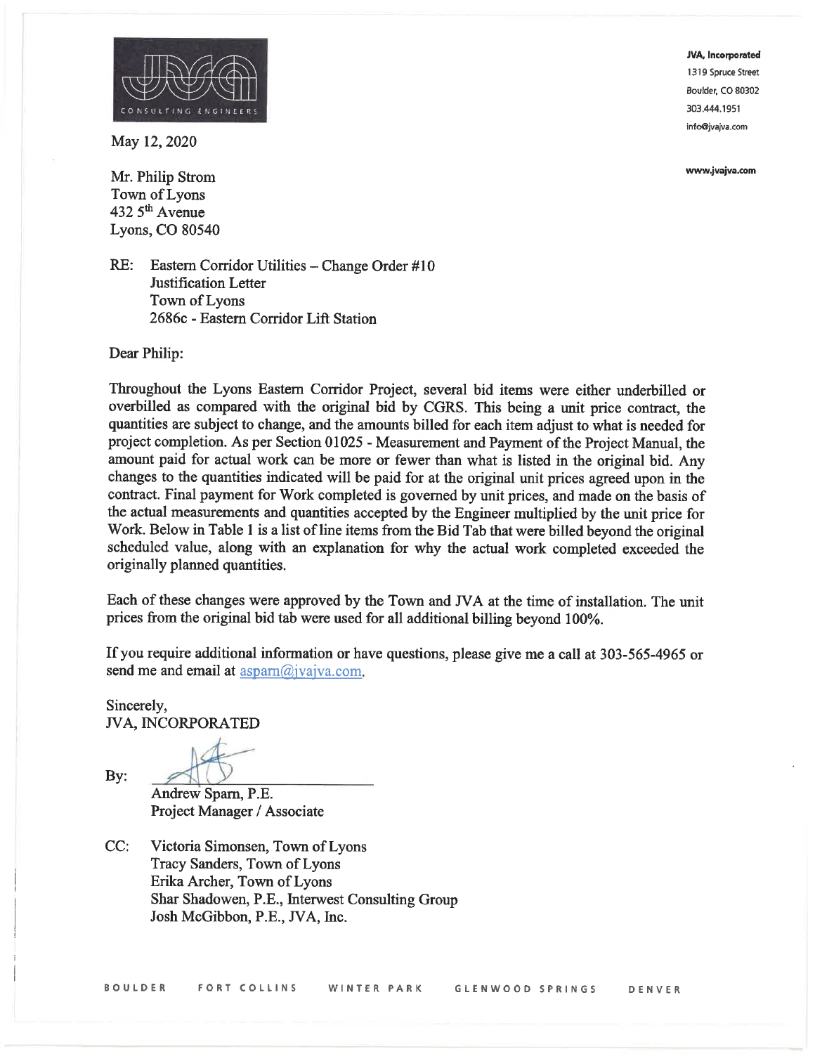JVA, Incorporated
1319 Spruce Street
Boulder, CO 80302
303.444.1951
info@jvajva.com

www.jvajva.com

May 12, 2020

Mr. Philip Strom
Town of Lyons
432 5th Avenue
Lyons, CO 80540

RE: Eastern Corridor Utilities – Change Order #10
Justification Letter
Town of Lyons
2686c - Eastern Corridor Lift Station

Dear Philip:

Throughout the Lyons Eastern Corridor Project, several bid items were either underbilled or overbilled as compared with the original bid by CGRS. This being a unit price contract, the quantities are subject to change, and the amounts billed for each item adjust to what is needed for project completion. As per Section 01025 - Measurement and Payment of the Project Manual, the amount paid for actual work can be more or fewer than what is listed in the original bid. Any changes to the quantities indicated will be paid for at the original unit prices agreed upon in the contract. Final payment for Work completed is governed by unit prices, and made on the basis of the actual measurements and quantities accepted by the Engineer multiplied by the unit price for Work. Below in Table 1 is a list of line items from the Bid Tab that were billed beyond the original scheduled value, along with an explanation for why the actual work completed exceeded the originally planned quantities.

Each of these changes were approved by the Town and JVA at the time of installation. The unit prices from the original bid tab were used for all additional billing beyond 100%.

If you require additional information or have questions, please give me a call at 303-565-4965 or send me and email at asparn@jvajva.com.

Sincerely,
JVA, INCORPORATED

By:

Andrew Sparn, P.E.
Project Manager / Associate

CC: Victoria Simonsen, Town of Lyons
Tracy Sanders, Town of Lyons
Erika Archer, Town of Lyons
Shar Shadowen, P.E., Interwest Consulting Group
Josh McGibbon, P.E., JVA, Inc.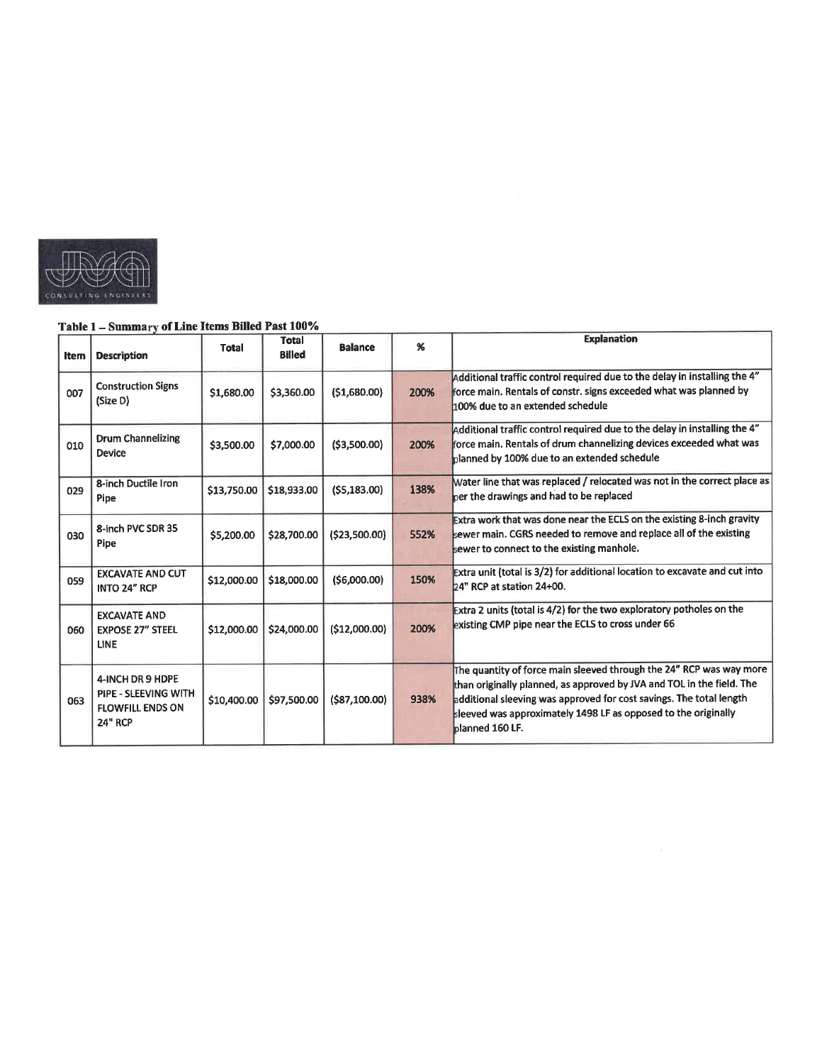JVA CONSULTING ENGINEERS

**Table 1 – Summary of Line Items Billed Past 100%**

| Item | Description | Total | Total Billed | Balance | % | Explanation |
|---|---|---|---|---|---|---|
| 007 | Construction Signs (Size D) | $1,680.00 | $3,360.00 | ($1,680.00) | 200% | Additional traffic control required due to the delay in installing the 4" force main. Rentals of constr. signs exceeded what was planned by 100% due to an extended schedule |
| 010 | Drum Channelizing Device | $3,500.00 | $7,000.00 | ($3,500.00) | 200% | Additional traffic control required due to the delay in installing the 4" force main. Rentals of drum channelizing devices exceeded what was planned by 100% due to an extended schedule |
| 029 | 8-inch Ductile Iron Pipe | $13,750.00 | $18,933.00 | ($5,183.00) | 138% | Water line that was replaced / relocated was not in the correct place as per the drawings and had to be replaced |
| 030 | 8-inch PVC SDR 35 Pipe | $5,200.00 | $28,700.00 | ($23,500.00) | 552% | Extra work that was done near the ECLS on the existing 8-inch gravity sewer main. CGRS needed to remove and replace all of the existing sewer to connect to the existing manhole. |
| 059 | EXCAVATE AND CUT INTO 24" RCP | $12,000.00 | $18,000.00 | ($6,000.00) | 150% | Extra unit (total is 3/2) for additional location to excavate and cut into 24" RCP at station 24+00. |
| 060 | EXCAVATE AND EXPOSE 27" STEEL LINE | $12,000.00 | $24,000.00 | ($12,000.00) | 200% | Extra 2 units (total is 4/2) for the two exploratory potholes on the existing CMP pipe near the ECLS to cross under 66 |
| 063 | 4-INCH DR 9 HDPE PIPE - SLEEVING WITH FLOWFILL ENDS ON 24" RCP | $10,400.00 | $97,500.00 | ($87,100.00) | 938% | The quantity of force main sleeved through the 24" RCP was way more than originally planned, as approved by JVA and TOL in the field. The additional sleeving was approved for cost savings. The total length sleeved was approximately 1498 LF as opposed to the originally planned 160 LF. |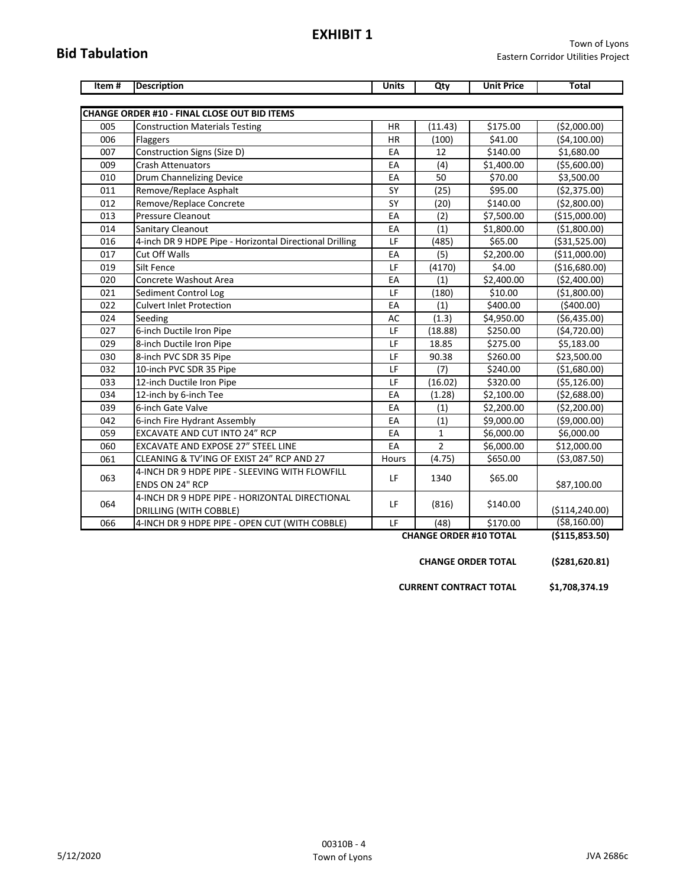# EXHIBIT 1

## Bid Tabulation

Town of Lyons
Eastern Corridor Utilities Project

| Item # | Description | Units | Qty | Unit Price | Total |
|---|---|---|---|---|---|
| **CHANGE ORDER #10 - FINAL CLOSE OUT BID ITEMS** | | | | | |
| 005 | Construction Materials Testing | HR | (11.43) | $175.00 | ($2,000.00) |
| 006 | Flaggers | HR | (100) | $41.00 | ($4,100.00) |
| 007 | Construction Signs (Size D) | EA | 12 | $140.00 | $1,680.00 |
| 009 | Crash Attenuators | EA | (4) | $1,400.00 | ($5,600.00) |
| 010 | Drum Channelizing Device | EA | 50 | $70.00 | $3,500.00 |
| 011 | Remove/Replace Asphalt | SY | (25) | $95.00 | ($2,375.00) |
| 012 | Remove/Replace Concrete | SY | (20) | $140.00 | ($2,800.00) |
| 013 | Pressure Cleanout | EA | (2) | $7,500.00 | ($15,000.00) |
| 014 | Sanitary Cleanout | EA | (1) | $1,800.00 | ($1,800.00) |
| 016 | 4-inch DR 9 HDPE Pipe - Horizontal Directional Drilling | LF | (485) | $65.00 | ($31,525.00) |
| 017 | Cut Off Walls | EA | (5) | $2,200.00 | ($11,000.00) |
| 019 | Silt Fence | LF | (4170) | $4.00 | ($16,680.00) |
| 020 | Concrete Washout Area | EA | (1) | $2,400.00 | ($2,400.00) |
| 021 | Sediment Control Log | LF | (180) | $10.00 | ($1,800.00) |
| 022 | Culvert Inlet Protection | EA | (1) | $400.00 | ($400.00) |
| 024 | Seeding | AC | (1.3) | $4,950.00 | ($6,435.00) |
| 027 | 6-inch Ductile Iron Pipe | LF | (18.88) | $250.00 | ($4,720.00) |
| 029 | 8-inch Ductile Iron Pipe | LF | 18.85 | $275.00 | $5,183.00 |
| 030 | 8-inch PVC SDR 35 Pipe | LF | 90.38 | $260.00 | $23,500.00 |
| 032 | 10-inch PVC SDR 35 Pipe | LF | (7) | $240.00 | ($1,680.00) |
| 033 | 12-inch Ductile Iron Pipe | LF | (16.02) | $320.00 | ($5,126.00) |
| 034 | 12-inch by 6-inch Tee | EA | (1.28) | $2,100.00 | ($2,688.00) |
| 039 | 6-inch Gate Valve | EA | (1) | $2,200.00 | ($2,200.00) |
| 042 | 6-inch Fire Hydrant Assembly | EA | (1) | $9,000.00 | ($9,000.00) |
| 059 | EXCAVATE AND CUT INTO 24" RCP | EA | 1 | $6,000.00 | $6,000.00 |
| 060 | EXCAVATE AND EXPOSE 27" STEEL LINE | EA | 2 | $6,000.00 | $12,000.00 |
| 061 | CLEANING & TV'ING OF EXIST 24" RCP AND 27 | Hours | (4.75) | $650.00 | ($3,087.50) |
| 063 | 4-INCH DR 9 HDPE PIPE - SLEEVING WITH FLOWFILL ENDS ON 24" RCP | LF | 1340 | $65.00 | $87,100.00 |
| 064 | 4-INCH DR 9 HDPE PIPE - HORIZONTAL DIRECTIONAL DRILLING (WITH COBBLE) | LF | (816) | $140.00 | ($114,240.00) |
| 066 | 4-INCH DR 9 HDPE PIPE - OPEN CUT (WITH COBBLE) | LF | (48) | $170.00 | ($8,160.00) |
| | | | **CHANGE ORDER #10 TOTAL** | | **($115,853.50)** |

**CHANGE ORDER TOTAL** **($281,620.81)**

**CURRENT CONTRACT TOTAL** **$1,708,374.19**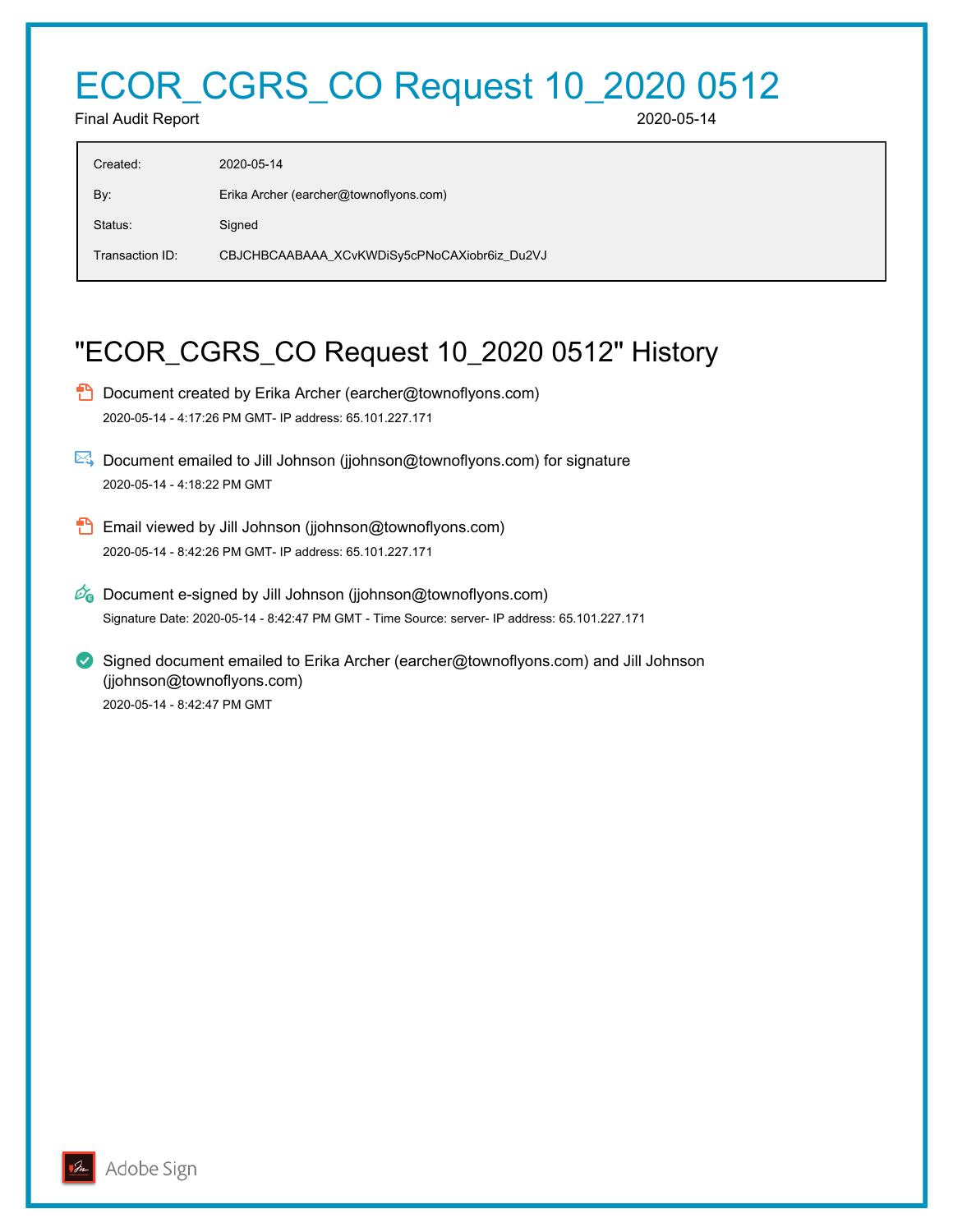# ECOR_CGRS_CO Request 10_2020 0512

Final Audit Report 2020-05-14

| | |
|---|---|
| Created: | 2020-05-14 |
| By: | Erika Archer (earcher@townoflyons.com) |
| Status: | Signed |
| Transaction ID: | CBJCHBCAABAAA_XCvKWDiSy5cPNoCAXiobr6iz_Du2VJ |

## "ECOR_CGRS_CO Request 10_2020 0512" History

- Document created by Erika Archer (earcher@townoflyons.com)
  2020-05-14 - 4:17:26 PM GMT- IP address: 65.101.227.171

- Document emailed to Jill Johnson (jjohnson@townoflyons.com) for signature
  2020-05-14 - 4:18:22 PM GMT

- Email viewed by Jill Johnson (jjohnson@townoflyons.com)
  2020-05-14 - 8:42:26 PM GMT- IP address: 65.101.227.171

- Document e-signed by Jill Johnson (jjohnson@townoflyons.com)
  Signature Date: 2020-05-14 - 8:42:47 PM GMT - Time Source: server- IP address: 65.101.227.171

- Signed document emailed to Erika Archer (earcher@townoflyons.com) and Jill Johnson (jjohnson@townoflyons.com)
  2020-05-14 - 8:42:47 PM GMT

Adobe Sign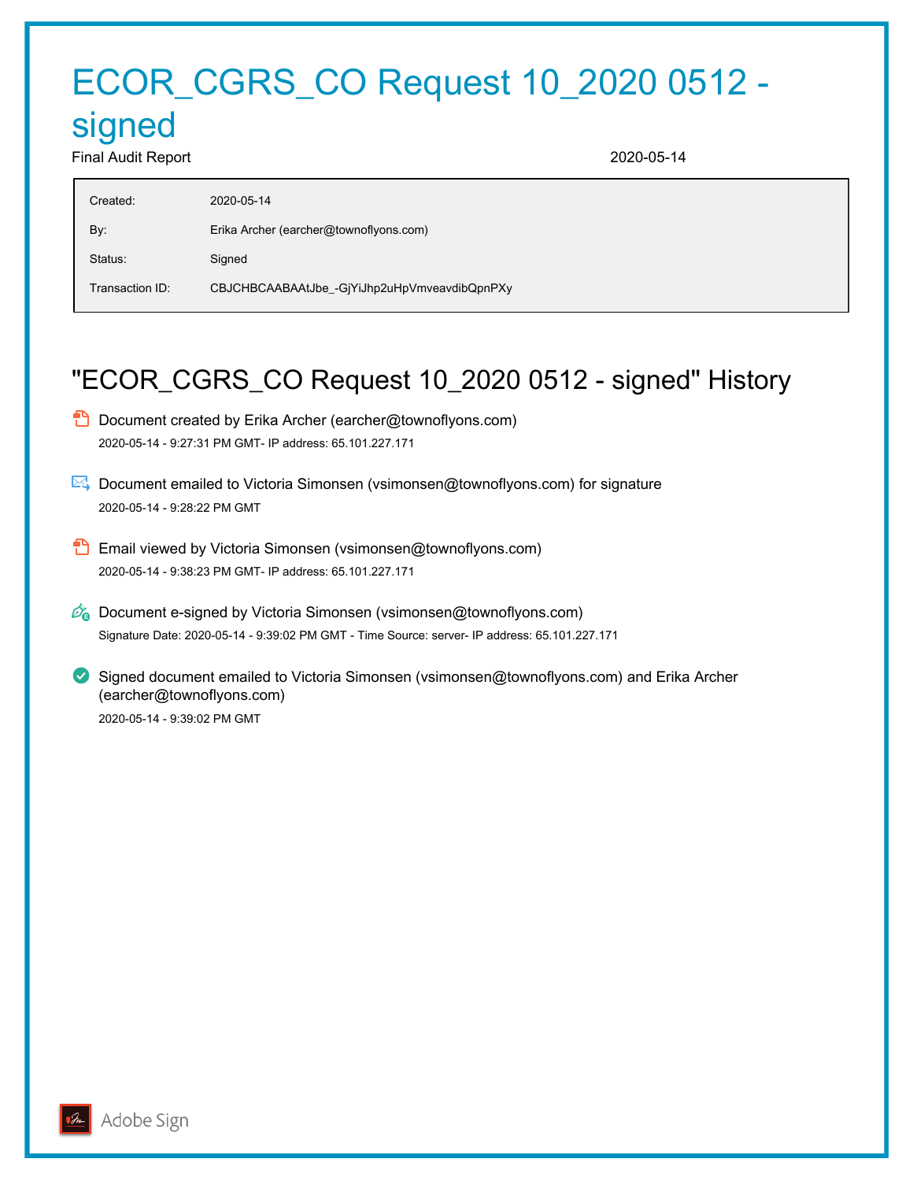# ECOR_CGRS_CO Request 10_2020 0512 - signed

Final Audit Report 2020-05-14

| | |
|---|---|
| Created: | 2020-05-14 |
| By: | Erika Archer (earcher@townoflyons.com) |
| Status: | Signed |
| Transaction ID: | CBJCHBCAABAAtJbe_-GjYiJhp2uHpVmveavdibQpnPXy |

## "ECOR_CGRS_CO Request 10_2020 0512 - signed" History

- Document created by Erika Archer (earcher@townoflyons.com)
  2020-05-14 - 9:27:31 PM GMT- IP address: 65.101.227.171

- Document emailed to Victoria Simonsen (vsimonsen@townoflyons.com) for signature
  2020-05-14 - 9:28:22 PM GMT

- Email viewed by Victoria Simonsen (vsimonsen@townoflyons.com)
  2020-05-14 - 9:38:23 PM GMT- IP address: 65.101.227.171

- Document e-signed by Victoria Simonsen (vsimonsen@townoflyons.com)
  Signature Date: 2020-05-14 - 9:39:02 PM GMT - Time Source: server- IP address: 65.101.227.171

- Signed document emailed to Victoria Simonsen (vsimonsen@townoflyons.com) and Erika Archer (earcher@townoflyons.com)
  2020-05-14 - 9:39:02 PM GMT

Adobe Sign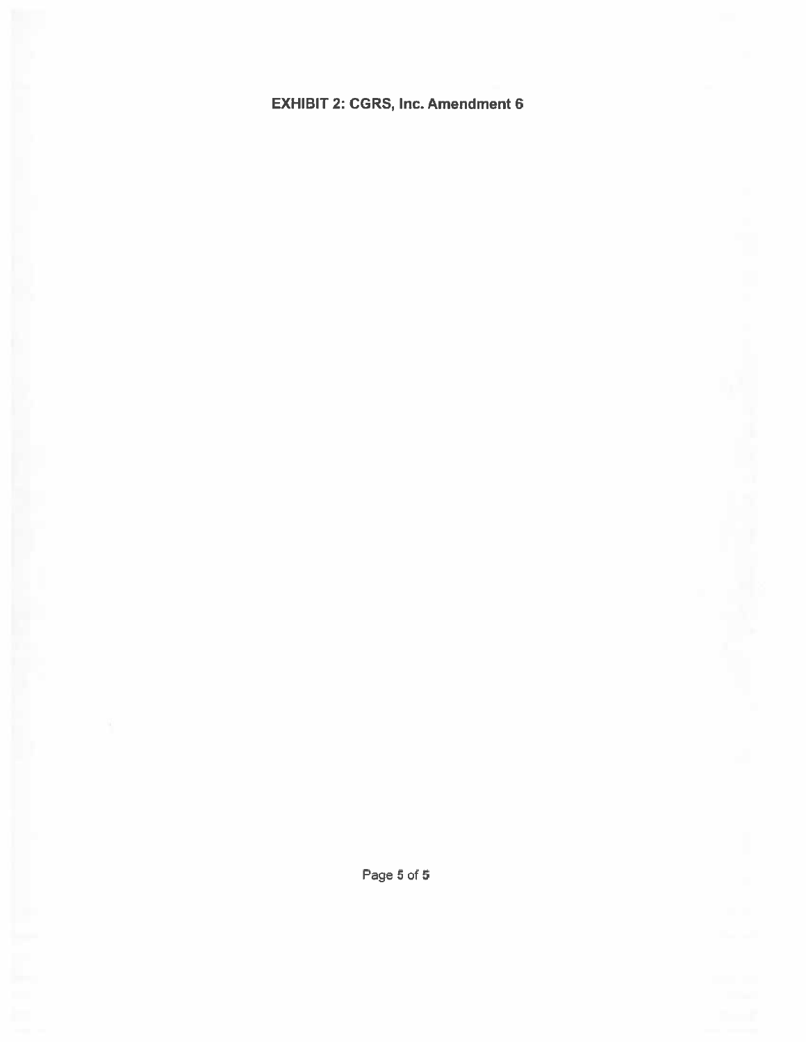**EXHIBIT 2: CGRS, Inc. Amendment 6**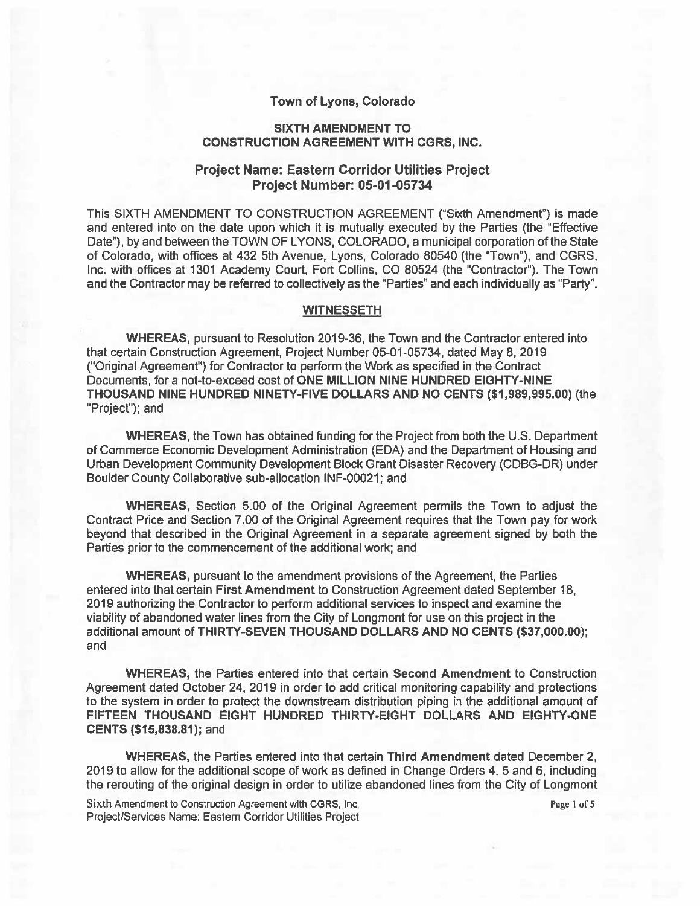**Town of Lyons, Colorado**

**SIXTH AMENDMENT TO CONSTRUCTION AGREEMENT WITH CGRS, INC.**

## Project Name: Eastern Corridor Utilities Project
## Project Number: 05-01-05734

This SIXTH AMENDMENT TO CONSTRUCTION AGREEMENT ("Sixth Amendment") is made and entered into on the date upon which it is mutually executed by the Parties (the "Effective Date"), by and between the TOWN OF LYONS, COLORADO, a municipal corporation of the State of Colorado, with offices at 432 5th Avenue, Lyons, Colorado 80540 (the "Town"), and CGRS, Inc. with offices at 1301 Academy Court, Fort Collins, CO 80524 (the "Contractor"). The Town and the Contractor may be referred to collectively as the "Parties" and each individually as "Party".

**WITNESSETH**

**WHEREAS,** pursuant to Resolution 2019-36, the Town and the Contractor entered into that certain Construction Agreement, Project Number 05-01-05734, dated May 8, 2019 ("Original Agreement") for Contractor to perform the Work as specified in the Contract Documents, for a not-to-exceed cost of **ONE MILLION NINE HUNDRED EIGHTY-NINE THOUSAND NINE HUNDRED NINETY-FIVE DOLLARS AND NO CENTS ($1,989,995.00)** (the "Project"); and

**WHEREAS,** the Town has obtained funding for the Project from both the U.S. Department of Commerce Economic Development Administration (EDA) and the Department of Housing and Urban Development Community Development Block Grant Disaster Recovery (CDBG-DR) under Boulder County Collaborative sub-allocation INF-00021; and

**WHEREAS,** Section 5.00 of the Original Agreement permits the Town to adjust the Contract Price and Section 7.00 of the Original Agreement requires that the Town pay for work beyond that described in the Original Agreement in a separate agreement signed by both the Parties prior to the commencement of the additional work; and

**WHEREAS,** pursuant to the amendment provisions of the Agreement, the Parties entered into that certain **First Amendment** to Construction Agreement dated September 18, 2019 authorizing the Contractor to perform additional services to inspect and examine the viability of abandoned water lines from the City of Longmont for use on this project in the additional amount of **THIRTY-SEVEN THOUSAND DOLLARS AND NO CENTS ($37,000.00)**; and

**WHEREAS,** the Parties entered into that certain **Second Amendment** to Construction Agreement dated October 24, 2019 in order to add critical monitoring capability and protections to the system in order to protect the downstream distribution piping in the additional amount of **FIFTEEN THOUSAND EIGHT HUNDRED THIRTY-EIGHT DOLLARS AND EIGHTY-ONE CENTS ($15,838.81)**; and

**WHEREAS,** the Parties entered into that certain **Third Amendment** dated December 2, 2019 to allow for the additional scope of work as defined in Change Orders 4, 5 and 6, including the rerouting of the original design in order to utilize abandoned lines from the City of Longmont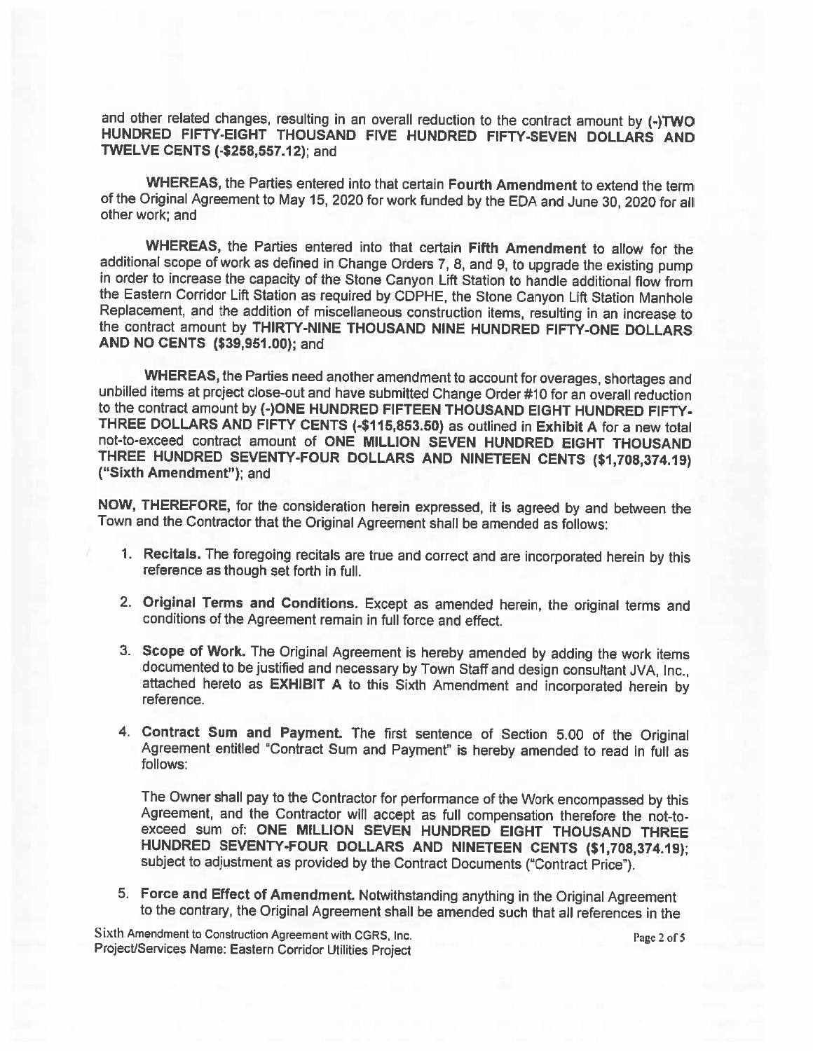and other related changes, resulting in an overall reduction to the contract amount by **(-)TWO HUNDRED FIFTY-EIGHT THOUSAND FIVE HUNDRED FIFTY-SEVEN DOLLARS AND TWELVE CENTS (-$258,557.12)**; and

**WHEREAS,** the Parties entered into that certain **Fourth Amendment** to extend the term of the Original Agreement to May 15, 2020 for work funded by the EDA and June 30, 2020 for all other work; and

**WHEREAS,** the Parties entered into that certain **Fifth Amendment** to allow for the additional scope of work as defined in Change Orders 7, 8, and 9, to upgrade the existing pump in order to increase the capacity of the Stone Canyon Lift Station to handle additional flow from the Eastern Corridor Lift Station as required by CDPHE, the Stone Canyon Lift Station Manhole Replacement, and the addition of miscellaneous construction items, resulting in an increase to the contract amount by **THIRTY-NINE THOUSAND NINE HUNDRED FIFTY-ONE DOLLARS AND NO CENTS ($39,951.00)**; and

**WHEREAS,** the Parties need another amendment to account for overages, shortages and unbilled items at project close-out and have submitted Change Order #10 for an overall reduction to the contract amount by **(-)ONE HUNDRED FIFTEEN THOUSAND EIGHT HUNDRED FIFTY-THREE DOLLARS AND FIFTY CENTS (-$115,853.50)** as outlined in **Exhibit A** for a new total not-to-exceed contract amount of **ONE MILLION SEVEN HUNDRED EIGHT THOUSAND THREE HUNDRED SEVENTY-FOUR DOLLARS AND NINETEEN CENTS ($1,708,374.19) ("Sixth Amendment")**; and

**NOW, THEREFORE,** for the consideration herein expressed, it is agreed by and between the Town and the Contractor that the Original Agreement shall be amended as follows:

1. **Recitals.** The foregoing recitals are true and correct and are incorporated herein by this reference as though set forth in full.

2. **Original Terms and Conditions.** Except as amended herein, the original terms and conditions of the Agreement remain in full force and effect.

3. **Scope of Work.** The Original Agreement is hereby amended by adding the work items documented to be justified and necessary by Town Staff and design consultant JVA, Inc., attached hereto as **EXHIBIT A** to this Sixth Amendment and incorporated herein by reference.

4. **Contract Sum and Payment.** The first sentence of Section 5.00 of the Original Agreement entitled "Contract Sum and Payment" is hereby amended to read in full as follows:

   The Owner shall pay to the Contractor for performance of the Work encompassed by this Agreement, and the Contractor will accept as full compensation therefore the not-to-exceed sum of: **ONE MILLION SEVEN HUNDRED EIGHT THOUSAND THREE HUNDRED SEVENTY-FOUR DOLLARS AND NINETEEN CENTS ($1,708,374.19)**; subject to adjustment as provided by the Contract Documents ("Contract Price").

5. **Force and Effect of Amendment.** Notwithstanding anything in the Original Agreement to the contrary, the Original Agreement shall be amended such that all references in the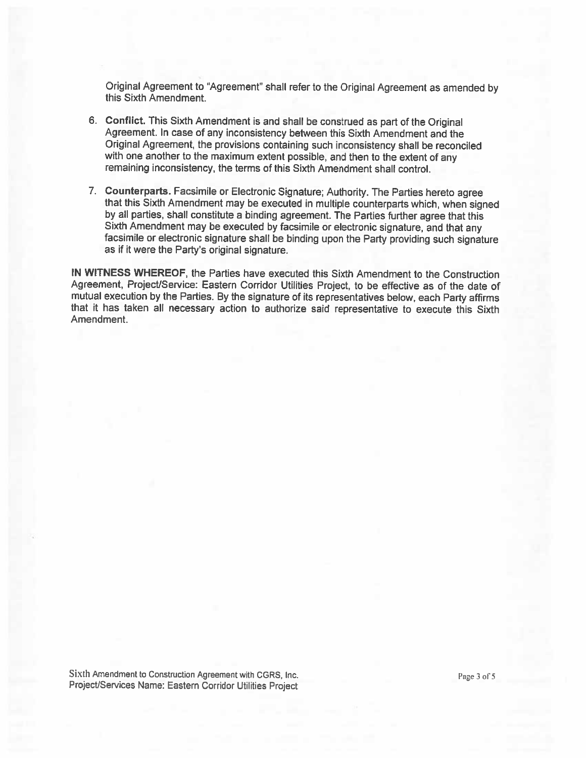Original Agreement to "Agreement" shall refer to the Original Agreement as amended by this Sixth Amendment.

6. **Conflict.** This Sixth Amendment is and shall be construed as part of the Original Agreement. In case of any inconsistency between this Sixth Amendment and the Original Agreement, the provisions containing such inconsistency shall be reconciled with one another to the maximum extent possible, and then to the extent of any remaining inconsistency, the terms of this Sixth Amendment shall control.

7. **Counterparts.** Facsimile or Electronic Signature; Authority. The Parties hereto agree that this Sixth Amendment may be executed in multiple counterparts which, when signed by all parties, shall constitute a binding agreement. The Parties further agree that this Sixth Amendment may be executed by facsimile or electronic signature, and that any facsimile or electronic signature shall be binding upon the Party providing such signature as if it were the Party's original signature.

**IN WITNESS WHEREOF**, the Parties have executed this Sixth Amendment to the Construction Agreement, Project/Service: Eastern Corridor Utilities Project, to be effective as of the date of mutual execution by the Parties. By the signature of its representatives below, each Party affirms that it has taken all necessary action to authorize said representative to execute this Sixth Amendment.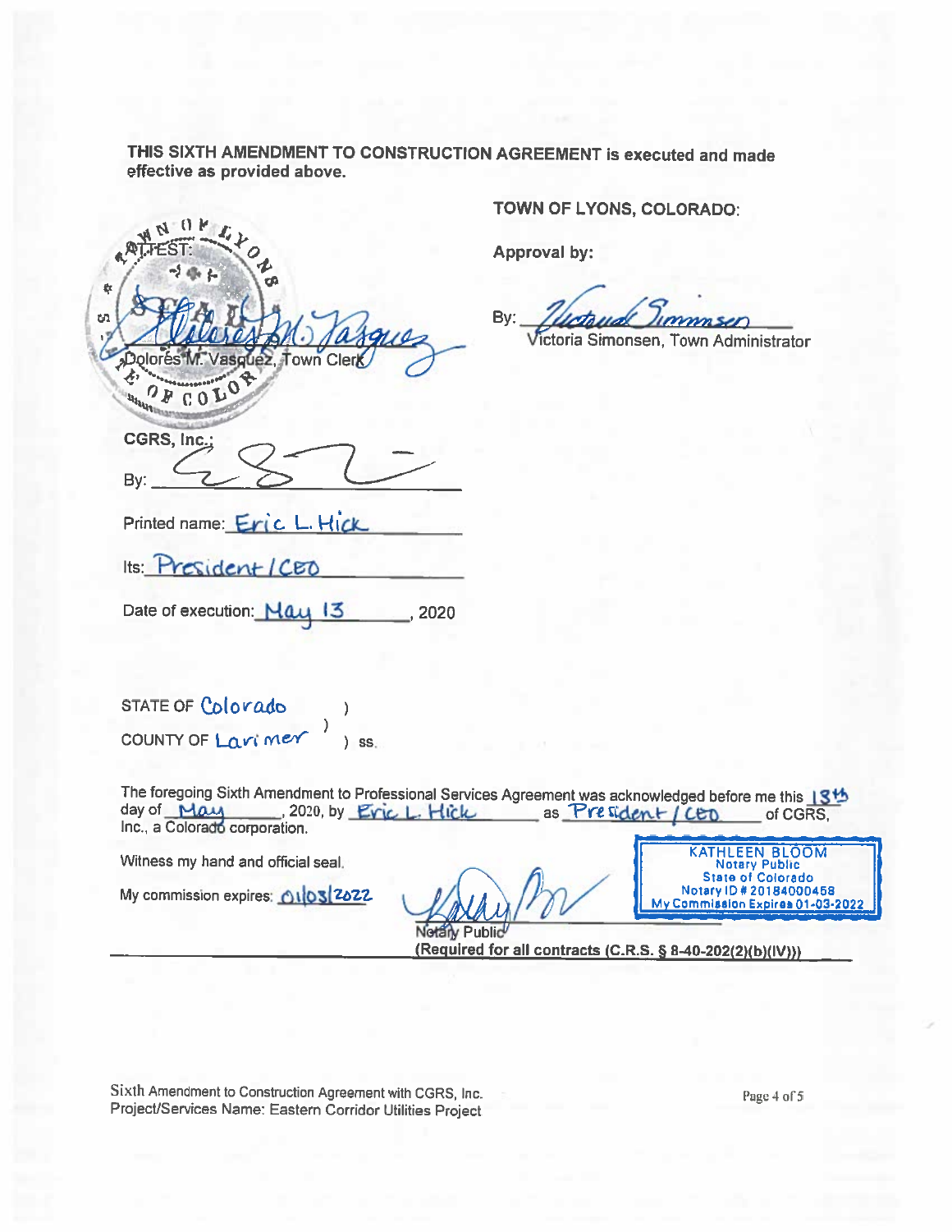**THIS SIXTH AMENDMENT TO CONSTRUCTION AGREEMENT is executed and made effective as provided above.**

**TOWN OF LYONS, COLORADO:**

**Approval by:**

By: Victoria Simonsen

Victoria Simonsen, Town Administrator

ATTEST:

Dolores M. Vasquez

Dolores M. Vasquez, Town Clerk

CGRS, Inc.:

By: 

Printed name: Eric L. Hick

Its: President / CEO

Date of execution: May 13, 2020

STATE OF Colorado )

COUNTY OF Larimer ) ss.

The foregoing Sixth Amendment to Professional Services Agreement was acknowledged before me this 13th day of May, 2020, by Eric L. Hick as President / CEO of CGRS, Inc., a Colorado corporation.

Witness my hand and official seal.

My commission expires: 01/03/2022

KATHLEEN BLOOM
Notary Public
State of Colorado
Notary ID # 20184000458
My Commission Expires 01-03-2022

Notary Public

**(Required for all contracts (C.R.S. § 8-40-202(2)(b)(IV)))**

Sixth Amendment to Construction Agreement with CGRS, Inc.
Project/Services Name: Eastern Corridor Utilities Project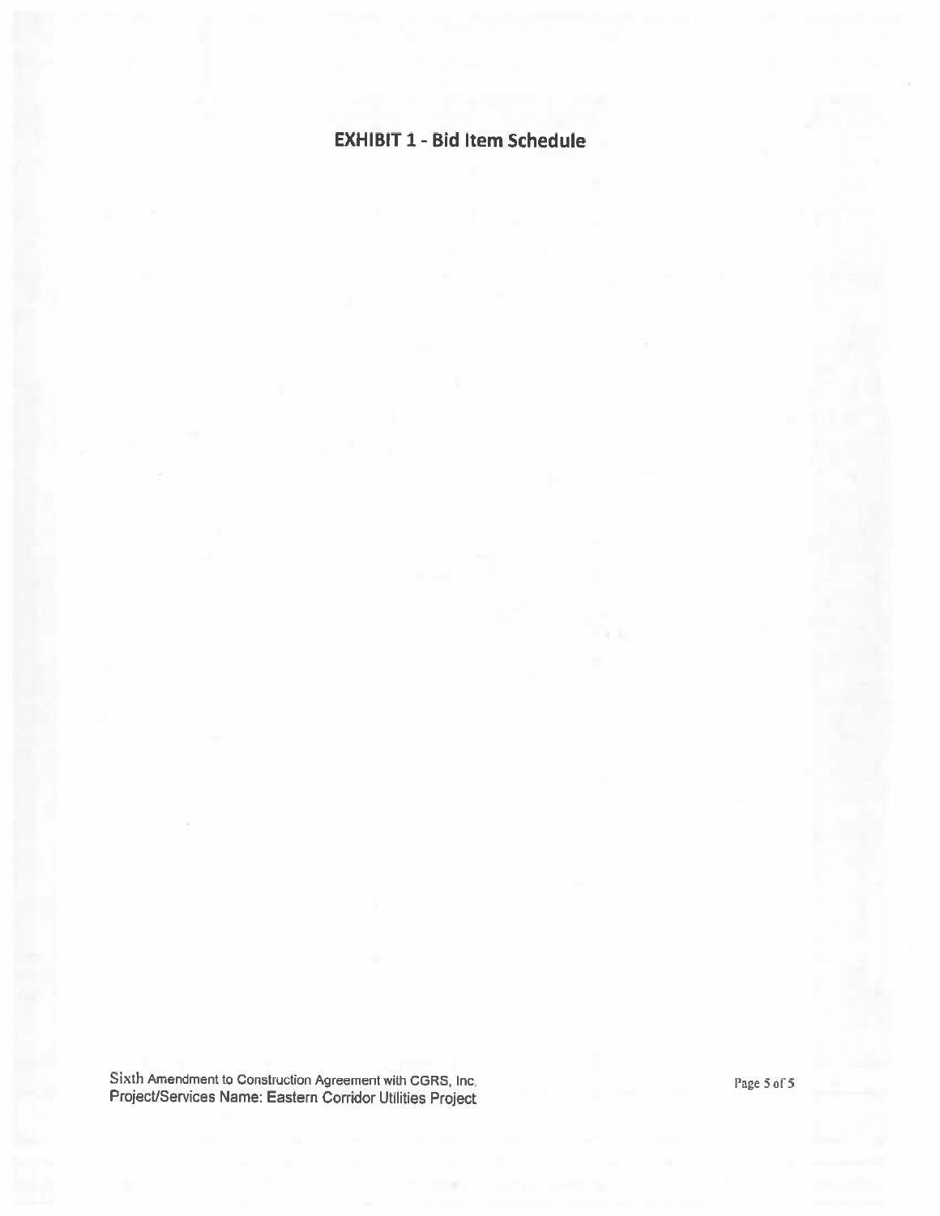## EXHIBIT 1 - Bid Item Schedule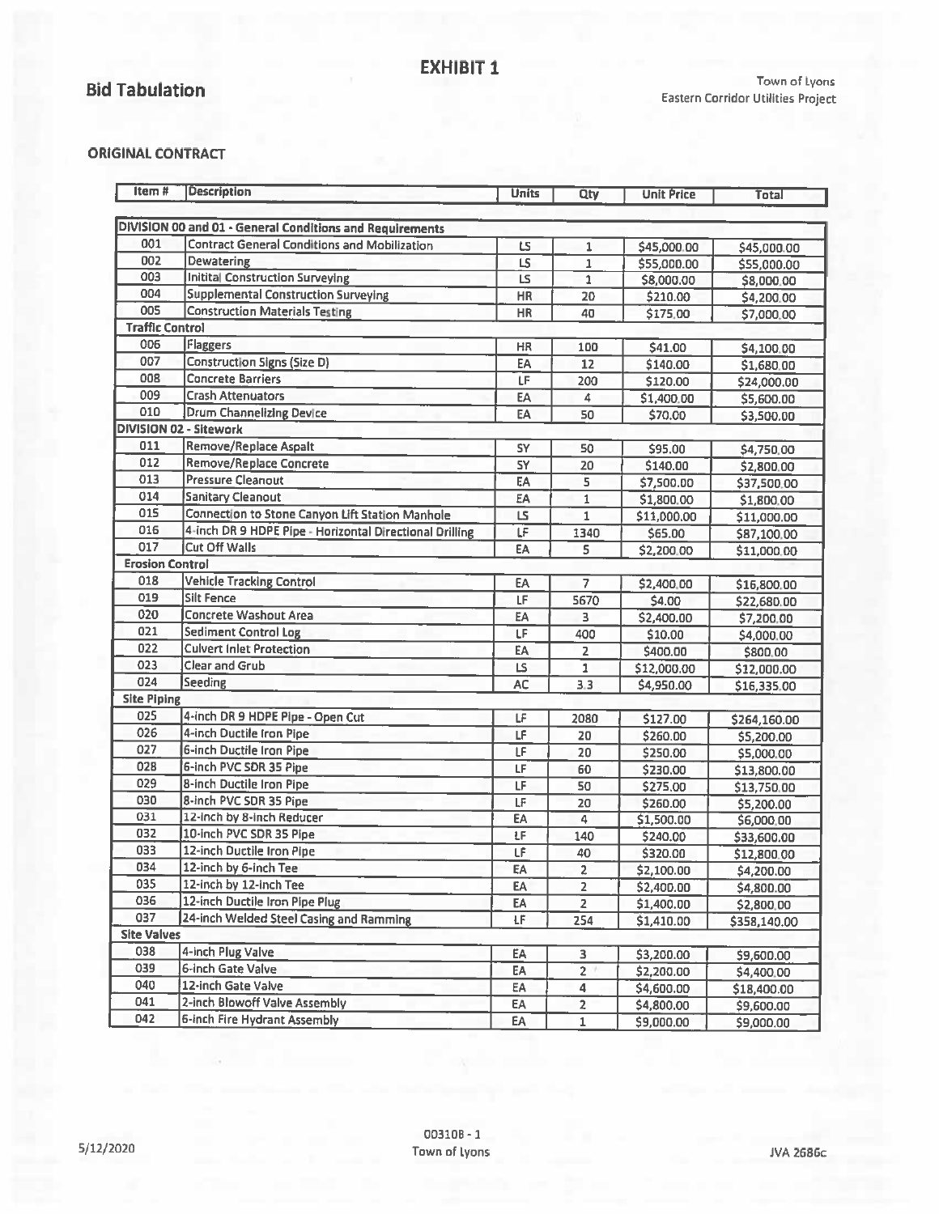# EXHIBIT 1

## Bid Tabulation

Town of Lyons
Eastern Corridor Utilities Project

### ORIGINAL CONTRACT

| Item # | Description | Units | Qty | Unit Price | Total |
|---|---|---|---|---|---|
| **DIVISION 00 and 01 - General Conditions and Requirements** | | | | | |
| 001 | Contract General Conditions and Mobilization | LS | 1 | $45,000.00 | $45,000.00 |
| 002 | Dewatering | LS | 1 | $55,000.00 | $55,000.00 |
| 003 | Initital Construction Surveying | LS | 1 | $8,000.00 | $8,000.00 |
| 004 | Supplemental Construction Surveying | HR | 20 | $210.00 | $4,200.00 |
| 005 | Construction Materials Testing | HR | 40 | $175.00 | $7,000.00 |
| **Traffic Control** | | | | | |
| 006 | Flaggers | HR | 100 | $41.00 | $4,100.00 |
| 007 | Construction Signs (Size D) | EA | 12 | $140.00 | $1,680.00 |
| 008 | Concrete Barriers | LF | 200 | $120.00 | $24,000.00 |
| 009 | Crash Attenuators | EA | 4 | $1,400.00 | $5,600.00 |
| 010 | Drum Channelizing Device | EA | 50 | $70.00 | $3,500.00 |
| **DIVISION 02 - Sitework** | | | | | |
| 011 | Remove/Replace Aspalt | SY | 50 | $95.00 | $4,750.00 |
| 012 | Remove/Replace Concrete | SY | 20 | $140.00 | $2,800.00 |
| 013 | Pressure Cleanout | EA | 5 | $7,500.00 | $37,500.00 |
| 014 | Sanitary Cleanout | EA | 1 | $1,800.00 | $1,800.00 |
| 015 | Connection to Stone Canyon Lift Station Manhole | LS | 1 | $11,000.00 | $11,000.00 |
| 016 | 4-inch DR 9 HDPE Pipe - Horizontal Directional Drilling | LF | 1340 | $65.00 | $87,100.00 |
| 017 | Cut Off Walls | EA | 5 | $2,200.00 | $11,000.00 |
| **Erosion Control** | | | | | |
| 018 | Vehicle Tracking Control | EA | 7 | $2,400.00 | $16,800.00 |
| 019 | Silt Fence | LF | 5670 | $4.00 | $22,680.00 |
| 020 | Concrete Washout Area | EA | 3 | $2,400.00 | $7,200.00 |
| 021 | Sediment Control Log | LF | 400 | $10.00 | $4,000.00 |
| 022 | Culvert Inlet Protection | EA | 2 | $400.00 | $800.00 |
| 023 | Clear and Grub | LS | 1 | $12,000.00 | $12,000.00 |
| 024 | Seeding | AC | 3.3 | $4,950.00 | $16,335.00 |
| **Site Piping** | | | | | |
| 025 | 4-inch DR 9 HDPE Pipe - Open Cut | LF | 2080 | $127.00 | $264,160.00 |
| 026 | 4-inch Ductile Iron Pipe | LF | 20 | $260.00 | $5,200.00 |
| 027 | 6-inch Ductile Iron Pipe | LF | 20 | $250.00 | $5,000.00 |
| 028 | 6-inch PVC SDR 35 Pipe | LF | 60 | $230.00 | $13,800.00 |
| 029 | 8-inch Ductile Iron Pipe | LF | 50 | $275.00 | $13,750.00 |
| 030 | 8-inch PVC SDR 35 Pipe | LF | 20 | $260.00 | $5,200.00 |
| 031 | 12-inch by 8-inch Reducer | EA | 4 | $1,500.00 | $6,000.00 |
| 032 | 10-inch PVC SDR 35 Pipe | LF | 140 | $240.00 | $33,600.00 |
| 033 | 12-inch Ductile Iron Pipe | LF | 40 | $320.00 | $12,800.00 |
| 034 | 12-inch by 6-inch Tee | EA | 2 | $2,100.00 | $4,200.00 |
| 035 | 12-inch by 12-inch Tee | EA | 2 | $2,400.00 | $4,800.00 |
| 036 | 12-inch Ductile Iron Pipe Plug | EA | 2 | $1,400.00 | $2,800.00 |
| 037 | 24-inch Welded Steel Casing and Ramming | LF | 254 | $1,410.00 | $358,140.00 |
| **Site Valves** | | | | | |
| 038 | 4-inch Plug Valve | EA | 3 | $3,200.00 | $9,600.00 |
| 039 | 6-inch Gate Valve | EA | 2 | $2,200.00 | $4,400.00 |
| 040 | 12-inch Gate Valve | EA | 4 | $4,600.00 | $18,400.00 |
| 041 | 2-inch Blowoff Valve Assembly | EA | 2 | $4,800.00 | $9,600.00 |
| 042 | 6-inch Fire Hydrant Assembly | EA | 1 | $9,000.00 | $9,000.00 |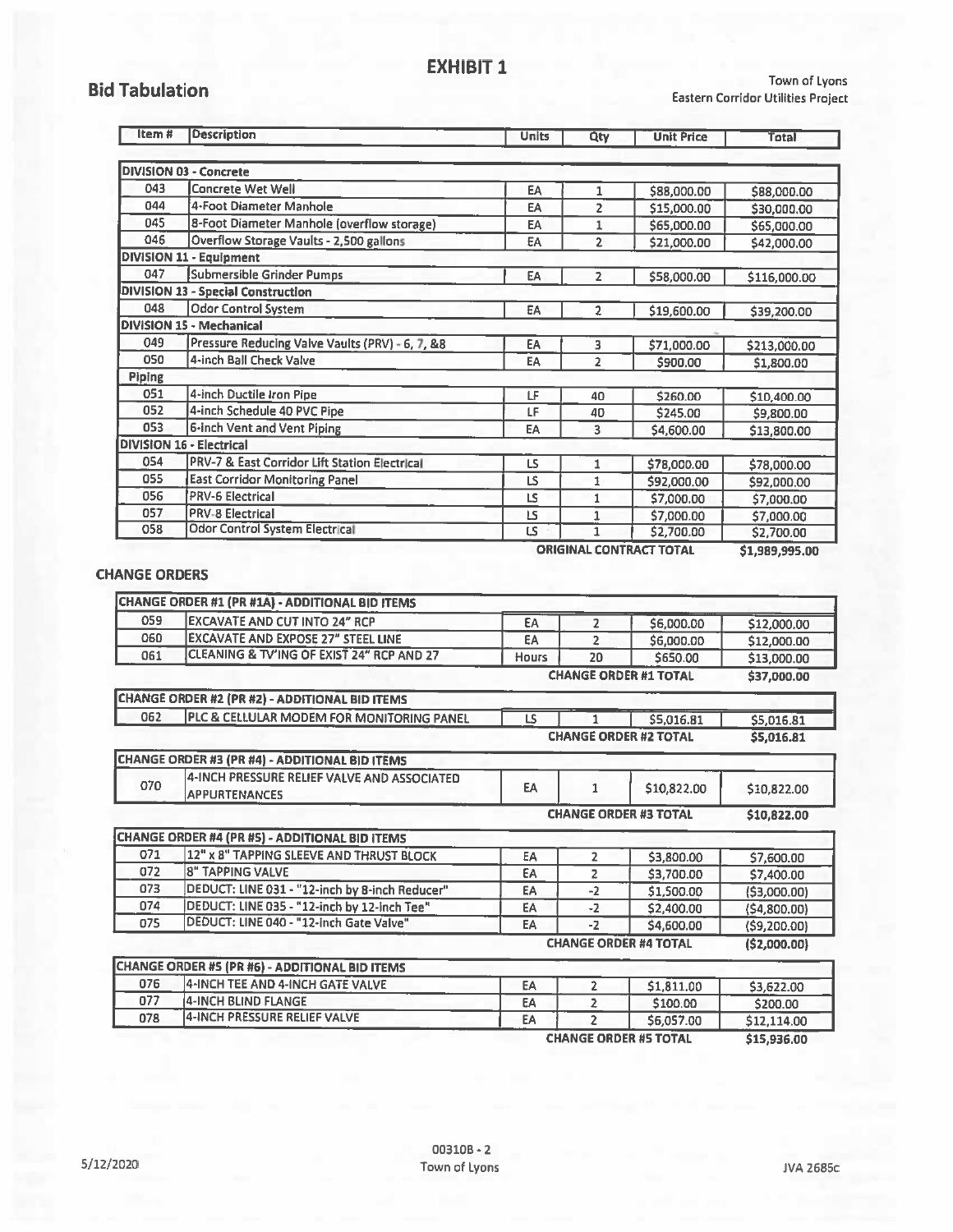# EXHIBIT 1

## Bid Tabulation

Town of Lyons
Eastern Corridor Utilities Project

| Item # | Description | Units | Qty | Unit Price | Total |
|---|---|---|---|---|---|
| **DIVISION 03 - Concrete** | | | | | |
| 043 | Concrete Wet Well | EA | 1 | $88,000.00 | $88,000.00 |
| 044 | 4-Foot Diameter Manhole | EA | 2 | $15,000.00 | $30,000.00 |
| 045 | 8-Foot Diameter Manhole (overflow storage) | EA | 1 | $65,000.00 | $65,000.00 |
| 046 | Overflow Storage Vaults - 2,500 gallons | EA | 2 | $21,000.00 | $42,000.00 |
| **DIVISION 11 - Equipment** | | | | | |
| 047 | Submersible Grinder Pumps | EA | 2 | $58,000.00 | $116,000.00 |
| **DIVISION 13 - Special Construction** | | | | | |
| 048 | Odor Control System | EA | 2 | $19,600.00 | $39,200.00 |
| **DIVISION 15 - Mechanical** | | | | | |
| 049 | Pressure Reducing Valve Vaults (PRV) - 6, 7, &8 | EA | 3 | $71,000.00 | $213,000.00 |
| 050 | 4-inch Ball Check Valve | EA | 2 | $900.00 | $1,800.00 |
| **Piping** | | | | | |
| 051 | 4-inch Ductile Iron Pipe | LF | 40 | $260.00 | $10,400.00 |
| 052 | 4-inch Schedule 40 PVC Pipe | LF | 40 | $245.00 | $9,800.00 |
| 053 | 6-inch Vent and Vent Piping | EA | 3 | $4,600.00 | $13,800.00 |
| **DIVISION 16 - Electrical** | | | | | |
| 054 | PRV-7 & East Corridor Lift Station Electrical | LS | 1 | $78,000.00 | $78,000.00 |
| 055 | East Corridor Monitoring Panel | LS | 1 | $92,000.00 | $92,000.00 |
| 056 | PRV-6 Electrical | LS | 1 | $7,000.00 | $7,000.00 |
| 057 | PRV-8 Electrical | LS | 1 | $7,000.00 | $7,000.00 |
| 058 | Odor Control System Electrical | LS | 1 | $2,700.00 | $2,700.00 |
| | | | | **ORIGINAL CONTRACT TOTAL** | **$1,989,995.00** |

### CHANGE ORDERS

| Item # | Description | Units | Qty | Unit Price | Total |
|---|---|---|---|---|---|
| **CHANGE ORDER #1 (PR #1A) - ADDITIONAL BID ITEMS** | | | | | |
| 059 | EXCAVATE AND CUT INTO 24" RCP | EA | 2 | $6,000.00 | $12,000.00 |
| 060 | EXCAVATE AND EXPOSE 27" STEEL LINE | EA | 2 | $6,000.00 | $12,000.00 |
| 061 | CLEANING & TV'ING OF EXIST 24" RCP AND 27 | Hours | 20 | $650.00 | $13,000.00 |
| | | | | **CHANGE ORDER #1 TOTAL** | **$37,000.00** |

| Item # | Description | Units | Qty | Unit Price | Total |
|---|---|---|---|---|---|
| **CHANGE ORDER #2 (PR #2) - ADDITIONAL BID ITEMS** | | | | | |
| 062 | PLC & CELLULAR MODEM FOR MONITORING PANEL | LS | 1 | $5,016.81 | $5,016.81 |
| | | | | **CHANGE ORDER #2 TOTAL** | **$5,016.81** |

| Item # | Description | Units | Qty | Unit Price | Total |
|---|---|---|---|---|---|
| **CHANGE ORDER #3 (PR #4) - ADDITIONAL BID ITEMS** | | | | | |
| 070 | 4-INCH PRESSURE RELIEF VALVE AND ASSOCIATED APPURTENANCES | EA | 1 | $10,822.00 | $10,822.00 |
| | | | | **CHANGE ORDER #3 TOTAL** | **$10,822.00** |

| Item # | Description | Units | Qty | Unit Price | Total |
|---|---|---|---|---|---|
| **CHANGE ORDER #4 (PR #5) - ADDITIONAL BID ITEMS** | | | | | |
| 071 | 12" x 8" TAPPING SLEEVE AND THRUST BLOCK | EA | 2 | $3,800.00 | $7,600.00 |
| 072 | 8" TAPPING VALVE | EA | 2 | $3,700.00 | $7,400.00 |
| 073 | DEDUCT: LINE 031 - "12-inch by 8-inch Reducer" | EA | -2 | $1,500.00 | ($3,000.00) |
| 074 | DEDUCT: LINE 035 - "12-inch by 12-inch Tee" | EA | -2 | $2,400.00 | ($4,800.00) |
| 075 | DEDUCT: LINE 040 - "12-inch Gate Valve" | EA | -2 | $4,600.00 | ($9,200.00) |
| | | | | **CHANGE ORDER #4 TOTAL** | **($2,000.00)** |

| Item # | Description | Units | Qty | Unit Price | Total |
|---|---|---|---|---|---|
| **CHANGE ORDER #5 (PR #6) - ADDITIONAL BID ITEMS** | | | | | |
| 076 | 4-INCH TEE AND 4-INCH GATE VALVE | EA | 2 | $1,811.00 | $3,622.00 |
| 077 | 4-INCH BLIND FLANGE | EA | 2 | $100.00 | $200.00 |
| 078 | 4-INCH PRESSURE RELIEF VALVE | EA | 2 | $6,057.00 | $12,114.00 |
| | | | | **CHANGE ORDER #5 TOTAL** | **$15,936.00** |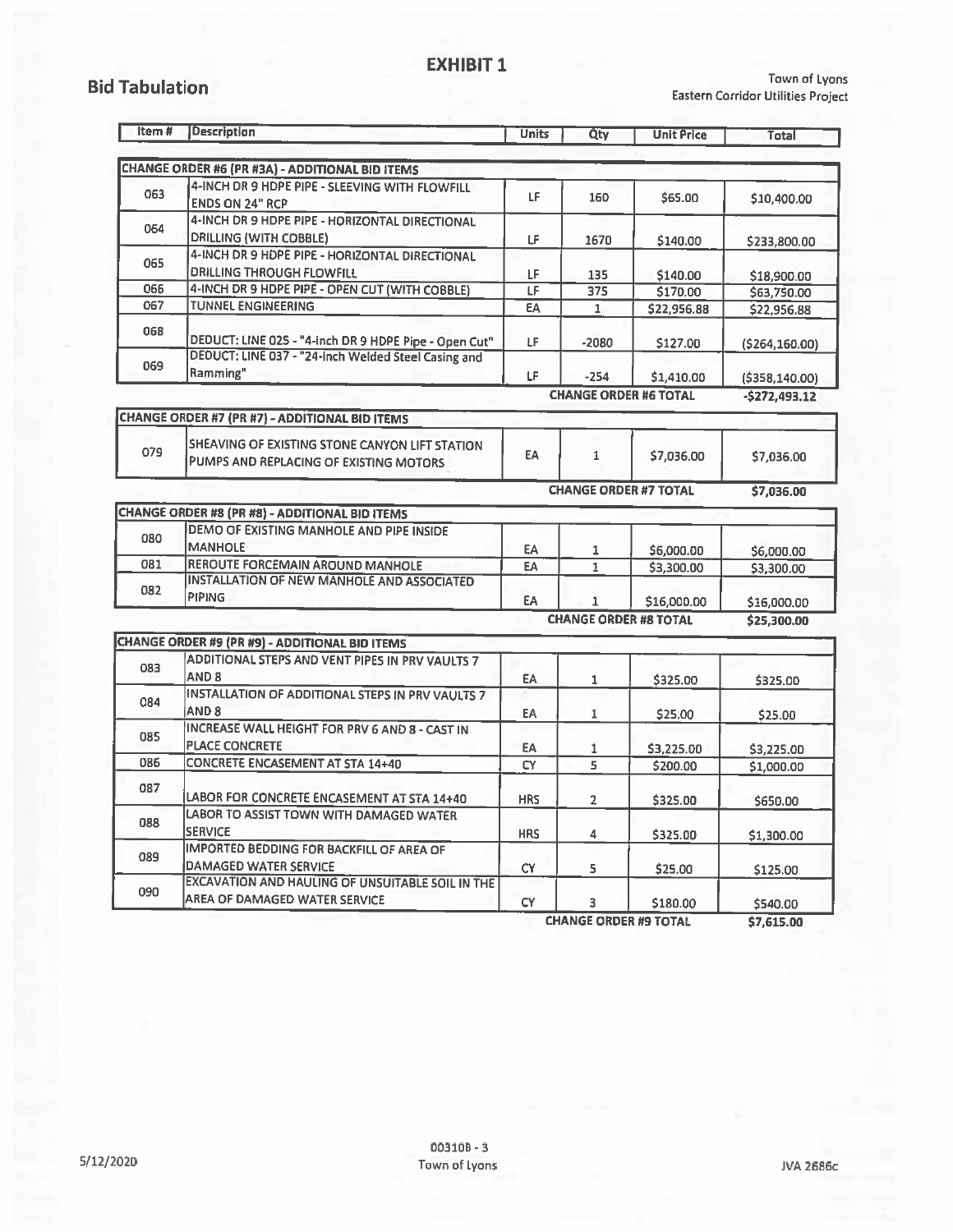# EXHIBIT 1

## Bid Tabulation

Town of Lyons
Eastern Corridor Utilities Project

| Item # | Description | Units | Qty | Unit Price | Total |
|---|---|---|---|---|---|
| **CHANGE ORDER #6 (PR #3A) - ADDITIONAL BID ITEMS** | | | | | |
| 063 | 4-INCH DR 9 HDPE PIPE - SLEEVING WITH FLOWFILL ENDS ON 24" RCP | LF | 160 | $65.00 | $10,400.00 |
| 064 | 4-INCH DR 9 HDPE PIPE - HORIZONTAL DIRECTIONAL DRILLING (WITH COBBLE) | LF | 1670 | $140.00 | $233,800.00 |
| 065 | 4-INCH DR 9 HDPE PIPE - HORIZONTAL DIRECTIONAL DRILLING THROUGH FLOWFILL | LF | 135 | $140.00 | $18,900.00 |
| 066 | 4-INCH DR 9 HDPE PIPE - OPEN CUT (WITH COBBLE) | LF | 375 | $170.00 | $63,750.00 |
| 067 | TUNNEL ENGINEERING | EA | 1 | $22,956.88 | $22,956.88 |
| 068 | DEDUCT: LINE 025 - "4-inch DR 9 HDPE Pipe - Open Cut" | LF | -2080 | $127.00 | ($264,160.00) |
| 069 | DEDUCT: LINE 037 - "24-inch Welded Steel Casing and Ramming" | LF | -254 | $1,410.00 | ($358,140.00) |
| | | | **CHANGE ORDER #6 TOTAL** | | **-$272,493.12** |
| **CHANGE ORDER #7 (PR #7) - ADDITIONAL BID ITEMS** | | | | | |
| 079 | SHEAVING OF EXISTING STONE CANYON LIFT STATION PUMPS AND REPLACING OF EXISTING MOTORS | EA | 1 | $7,036.00 | $7,036.00 |
| | | | **CHANGE ORDER #7 TOTAL** | | **$7,036.00** |
| **CHANGE ORDER #8 (PR #8) - ADDITIONAL BID ITEMS** | | | | | |
| 080 | DEMO OF EXISTING MANHOLE AND PIPE INSIDE MANHOLE | EA | 1 | $6,000.00 | $6,000.00 |
| 081 | REROUTE FORCEMAIN AROUND MANHOLE | EA | 1 | $3,300.00 | $3,300.00 |
| 082 | INSTALLATION OF NEW MANHOLE AND ASSOCIATED PIPING | EA | 1 | $16,000.00 | $16,000.00 |
| | | | **CHANGE ORDER #8 TOTAL** | | **$25,300.00** |
| **CHANGE ORDER #9 (PR #9) - ADDITIONAL BID ITEMS** | | | | | |
| 083 | ADDITIONAL STEPS AND VENT PIPES IN PRV VAULTS 7 AND 8 | EA | 1 | $325.00 | $325.00 |
| 084 | INSTALLATION OF ADDITIONAL STEPS IN PRV VAULTS 7 AND 8 | EA | 1 | $25.00 | $25.00 |
| 085 | INCREASE WALL HEIGHT FOR PRV 6 AND 8 - CAST IN PLACE CONCRETE | EA | 1 | $3,225.00 | $3,225.00 |
| 086 | CONCRETE ENCASEMENT AT STA 14+40 | CY | 5 | $200.00 | $1,000.00 |
| 087 | LABOR FOR CONCRETE ENCASEMENT AT STA 14+40 | HRS | 2 | $325.00 | $650.00 |
| 088 | LABOR TO ASSIST TOWN WITH DAMAGED WATER SERVICE | HRS | 4 | $325.00 | $1,300.00 |
| 089 | IMPORTED BEDDING FOR BACKFILL OF AREA OF DAMAGED WATER SERVICE | CY | 5 | $25.00 | $125.00 |
| 090 | EXCAVATION AND HAULING OF UNSUITABLE SOIL IN THE AREA OF DAMAGED WATER SERVICE | CY | 3 | $180.00 | $540.00 |
| | | | **CHANGE ORDER #9 TOTAL** | | **$7,615.00** |

5/12/2020 003108 - 3 Town of Lyons JVA 2686c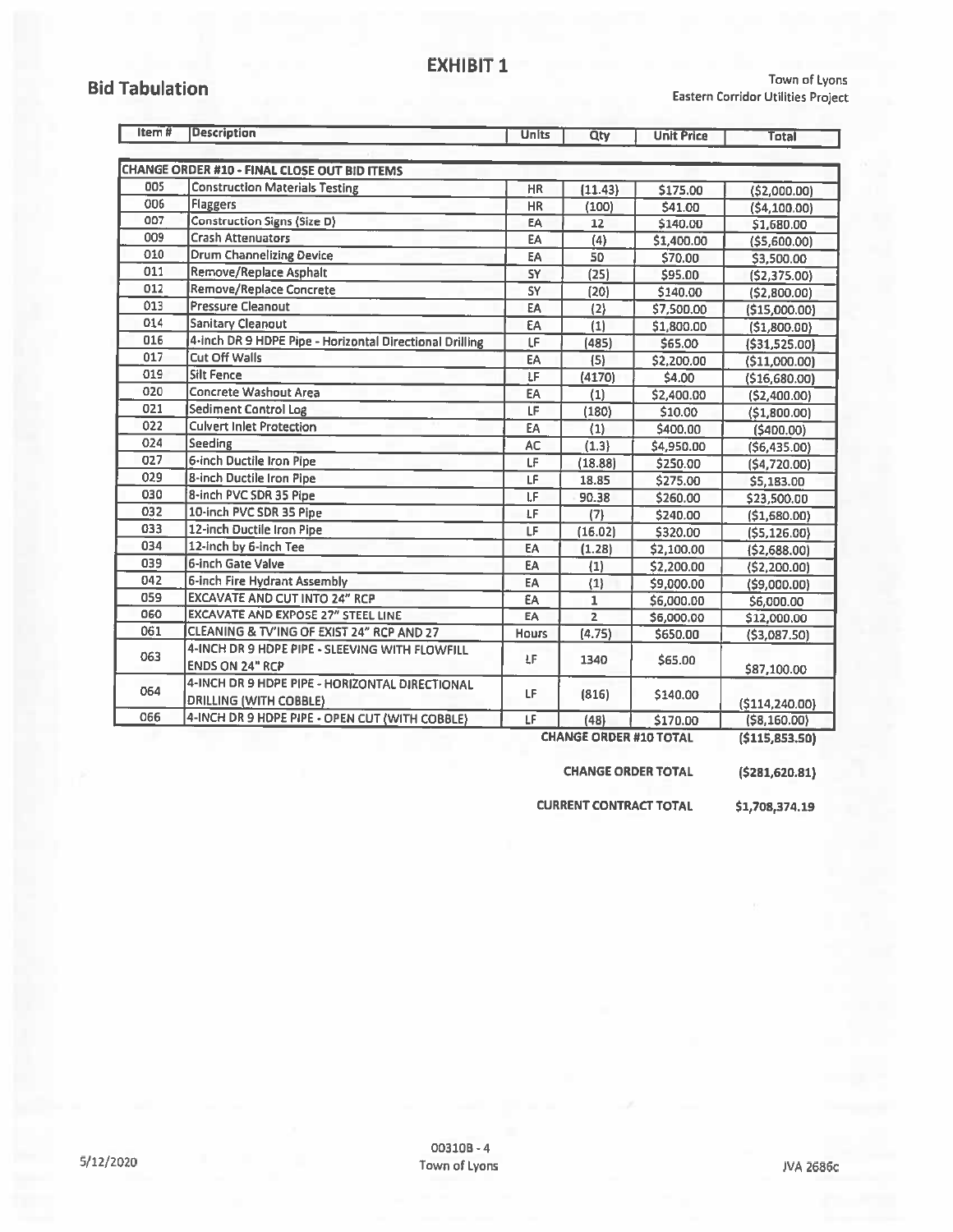## EXHIBIT 1

## Bid Tabulation

Town of Lyons
Eastern Corridor Utilities Project

| Item # | Description | Units | Qty | Unit Price | Total |
|---|---|---|---|---|---|
| **CHANGE ORDER #10 - FINAL CLOSE OUT BID ITEMS** | | | | | |
| 005 | Construction Materials Testing | HR | (11.43) | $175.00 | ($2,000.00) |
| 006 | Flaggers | HR | (100) | $41.00 | ($4,100.00) |
| 007 | Construction Signs (Size D) | EA | 12 | $140.00 | $1,680.00 |
| 009 | Crash Attenuators | EA | (4) | $1,400.00 | ($5,600.00) |
| 010 | Drum Channelizing Device | EA | 50 | $70.00 | $3,500.00 |
| 011 | Remove/Replace Asphalt | SY | (25) | $95.00 | ($2,375.00) |
| 012 | Remove/Replace Concrete | SY | (20) | $140.00 | ($2,800.00) |
| 013 | Pressure Cleanout | EA | (2) | $7,500.00 | ($15,000.00) |
| 014 | Sanitary Cleanout | EA | (1) | $1,800.00 | ($1,800.00) |
| 016 | 4-inch DR 9 HDPE Pipe - Horizontal Directional Drilling | LF | (485) | $65.00 | ($31,525.00) |
| 017 | Cut Off Walls | EA | (5) | $2,200.00 | ($11,000.00) |
| 019 | Silt Fence | LF | (4170) | $4.00 | ($16,680.00) |
| 020 | Concrete Washout Area | EA | (1) | $2,400.00 | ($2,400.00) |
| 021 | Sediment Control Log | LF | (180) | $10.00 | ($1,800.00) |
| 022 | Culvert Inlet Protection | EA | (1) | $400.00 | ($400.00) |
| 024 | Seeding | AC | (1.3) | $4,950.00 | ($6,435.00) |
| 027 | 6-inch Ductile Iron Pipe | LF | (18.88) | $250.00 | ($4,720.00) |
| 029 | 8-inch Ductile Iron Pipe | LF | 18.85 | $275.00 | $5,183.00 |
| 030 | 8-inch PVC SDR 35 Pipe | LF | 90.38 | $260.00 | $23,500.00 |
| 032 | 10-inch PVC SDR 35 Pipe | LF | (7) | $240.00 | ($1,680.00) |
| 033 | 12-inch Ductile Iron Pipe | LF | (16.02) | $320.00 | ($5,126.00) |
| 034 | 12-inch by 6-inch Tee | EA | (1.28) | $2,100.00 | ($2,688.00) |
| 039 | 6-inch Gate Valve | EA | (1) | $2,200.00 | ($2,200.00) |
| 042 | 6-inch Fire Hydrant Assembly | EA | (1) | $9,000.00 | ($9,000.00) |
| 059 | EXCAVATE AND CUT INTO 24" RCP | EA | 1 | $6,000.00 | $6,000.00 |
| 060 | EXCAVATE AND EXPOSE 27" STEEL LINE | EA | 2 | $6,000.00 | $12,000.00 |
| 061 | CLEANING & TV'ING OF EXIST 24" RCP AND 27 | Hours | (4.75) | $650.00 | ($3,087.50) |
| 063 | 4-INCH DR 9 HDPE PIPE - SLEEVING WITH FLOWFILL ENDS ON 24" RCP | LF | 1340 | $65.00 | $87,100.00 |
| 064 | 4-INCH DR 9 HDPE PIPE - HORIZONTAL DIRECTIONAL DRILLING (WITH COBBLE) | LF | (816) | $140.00 | ($114,240.00) |
| 066 | 4-INCH DR 9 HDPE PIPE - OPEN CUT (WITH COBBLE) | LF | (48) | $170.00 | ($8,160.00) |
| | | | | **CHANGE ORDER #10 TOTAL** | **($115,853.50)** |
| | | | | **CHANGE ORDER TOTAL** | **($281,620.81)** |
| | | | | **CURRENT CONTRACT TOTAL** | **$1,708,374.19** |

5/12/2020

00310B - 4
Town of Lyons

JVA 2686c